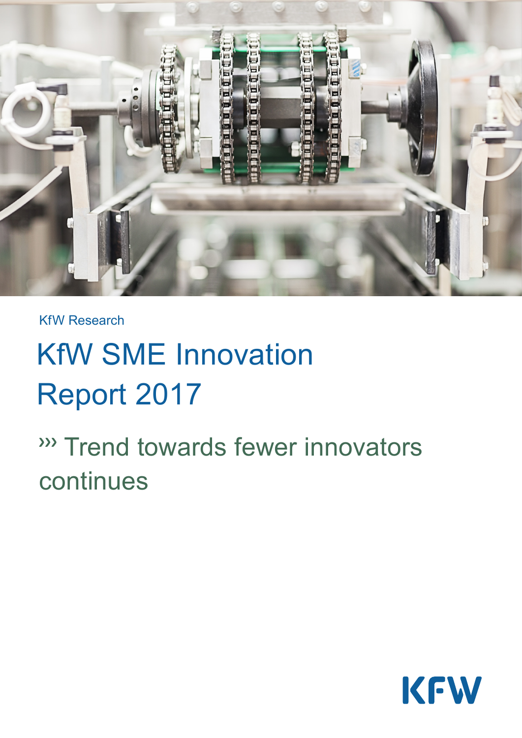KfW Research

# KfW SME Innovation Report 2017

## ››› Trend towards fewer innovators continues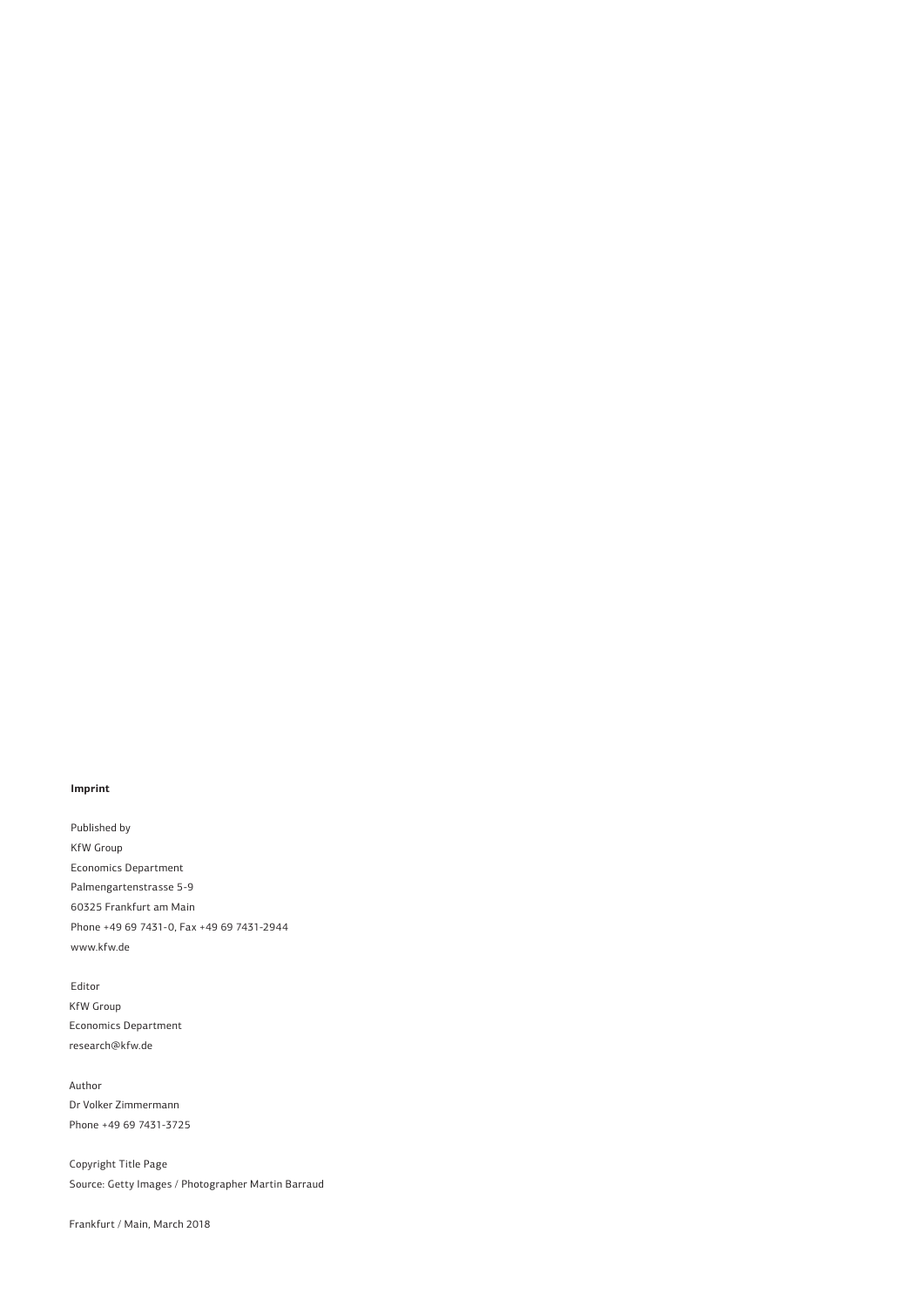**Imprint**

Published by
KfW Group
Economics Department
Palmengartenstrasse 5-9
60325 Frankfurt am Main
Phone +49 69 7431-0, Fax +49 69 7431-2944
www.kfw.de

Editor
KfW Group
Economics Department
research@kfw.de

Author
Dr Volker Zimmermann
Phone +49 69 7431-3725

Copyright Title Page
Source: Getty Images / Photographer Martin Barraud

Frankfurt / Main, March 2018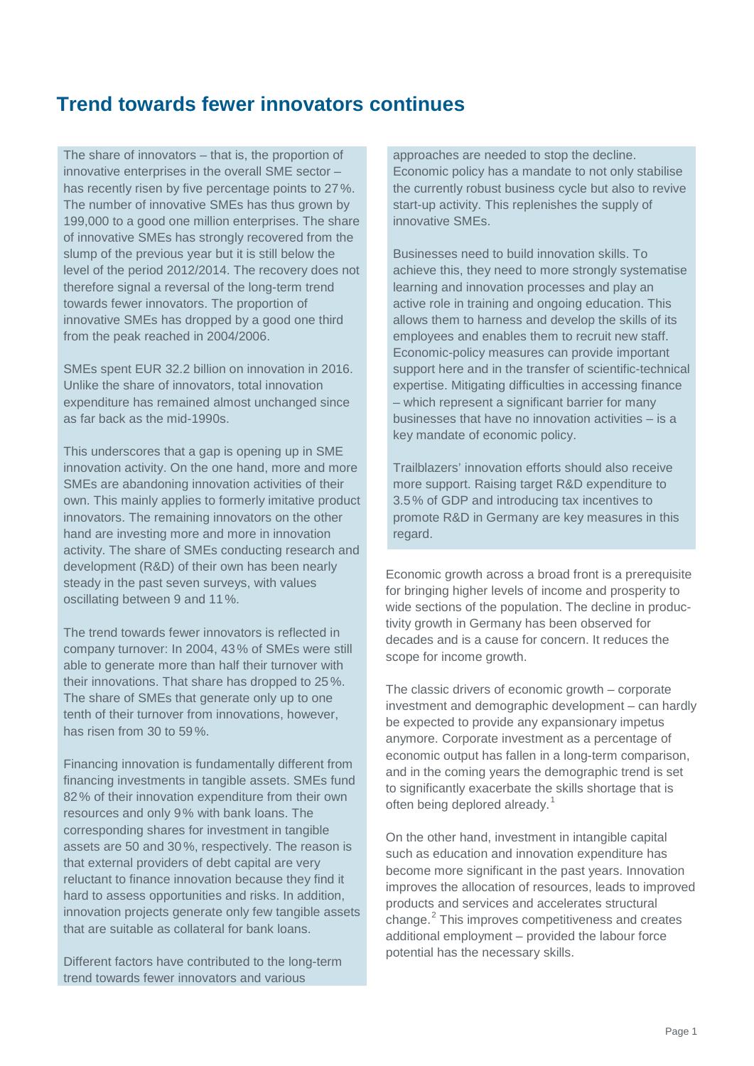# Trend towards fewer innovators continues

The share of innovators – that is, the proportion of innovative enterprises in the overall SME sector – has recently risen by five percentage points to 27 %. The number of innovative SMEs has thus grown by 199,000 to a good one million enterprises. The share of innovative SMEs has strongly recovered from the slump of the previous year but it is still below the level of the period 2012/2014. The recovery does not therefore signal a reversal of the long-term trend towards fewer innovators. The proportion of innovative SMEs has dropped by a good one third from the peak reached in 2004/2006.

SMEs spent EUR 32.2 billion on innovation in 2016. Unlike the share of innovators, total innovation expenditure has remained almost unchanged since as far back as the mid-1990s.

This underscores that a gap is opening up in SME innovation activity. On the one hand, more and more SMEs are abandoning innovation activities of their own. This mainly applies to formerly imitative product innovators. The remaining innovators on the other hand are investing more and more in innovation activity. The share of SMEs conducting research and development (R&D) of their own has been nearly steady in the past seven surveys, with values oscillating between 9 and 11 %.

The trend towards fewer innovators is reflected in company turnover: In 2004, 43 % of SMEs were still able to generate more than half their turnover with their innovations. That share has dropped to 25 %. The share of SMEs that generate only up to one tenth of their turnover from innovations, however, has risen from 30 to 59 %.

Financing innovation is fundamentally different from financing investments in tangible assets. SMEs fund 82 % of their innovation expenditure from their own resources and only 9 % with bank loans. The corresponding shares for investment in tangible assets are 50 and 30 %, respectively. The reason is that external providers of debt capital are very reluctant to finance innovation because they find it hard to assess opportunities and risks. In addition, innovation projects generate only few tangible assets that are suitable as collateral for bank loans.

Different factors have contributed to the long-term trend towards fewer innovators and various approaches are needed to stop the decline. Economic policy has a mandate to not only stabilise the currently robust business cycle but also to revive start-up activity. This replenishes the supply of innovative SMEs.

Businesses need to build innovation skills. To achieve this, they need to more strongly systematise learning and innovation processes and play an active role in training and ongoing education. This allows them to harness and develop the skills of its employees and enables them to recruit new staff. Economic-policy measures can provide important support here and in the transfer of scientific-technical expertise. Mitigating difficulties in accessing finance – which represent a significant barrier for many businesses that have no innovation activities – is a key mandate of economic policy.

Trailblazers' innovation efforts should also receive more support. Raising target R&D expenditure to 3.5 % of GDP and introducing tax incentives to promote R&D in Germany are key measures in this regard.

Economic growth across a broad front is a prerequisite for bringing higher levels of income and prosperity to wide sections of the population. The decline in productivity growth in Germany has been observed for decades and is a cause for concern. It reduces the scope for income growth.

The classic drivers of economic growth – corporate investment and demographic development – can hardly be expected to provide any expansionary impetus anymore. Corporate investment as a percentage of economic output has fallen in a long-term comparison, and in the coming years the demographic trend is set to significantly exacerbate the skills shortage that is often being deplored already.[1]

On the other hand, investment in intangible capital such as education and innovation expenditure has become more significant in the past years. Innovation improves the allocation of resources, leads to improved products and services and accelerates structural change.[2] This improves competitiveness and creates additional employment – provided the labour force potential has the necessary skills.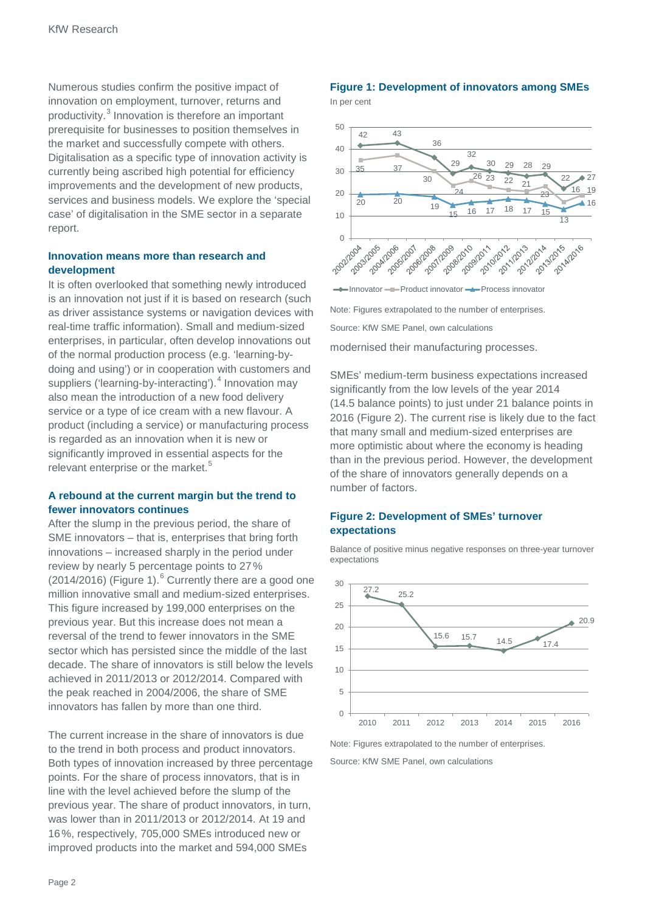Numerous studies confirm the positive impact of innovation on employment, turnover, returns and productivity.[3] Innovation is therefore an important prerequisite for businesses to position themselves in the market and successfully compete with others. Digitalisation as a specific type of innovation activity is currently being ascribed high potential for efficiency improvements and the development of new products, services and business models. We explore the 'special case' of digitalisation in the SME sector in a separate report.

### Innovation means more than research and development

It is often overlooked that something newly introduced is an innovation not just if it is based on research (such as driver assistance systems or navigation devices with real-time traffic information). Small and medium-sized enterprises, in particular, often develop innovations out of the normal production process (e.g. 'learning-by-doing and using') or in cooperation with customers and suppliers ('learning-by-interacting').[4] Innovation may also mean the introduction of a new food delivery service or a type of ice cream with a new flavour. A product (including a service) or manufacturing process is regarded as an innovation when it is new or significantly improved in essential aspects for the relevant enterprise or the market.[5]

### A rebound at the current margin but the trend to fewer innovators continues

After the slump in the previous period, the share of SME innovators – that is, enterprises that bring forth innovations – increased sharply in the period under review by nearly 5 percentage points to 27 % (2014/2016) (Figure 1).[6] Currently there are a good one million innovative small and medium-sized enterprises. This figure increased by 199,000 enterprises on the previous year. But this increase does not mean a reversal of the trend to fewer innovators in the SME sector which has persisted since the middle of the last decade. The share of innovators is still below the levels achieved in 2011/2013 or 2012/2014. Compared with the peak reached in 2004/2006, the share of SME innovators has fallen by more than one third.

The current increase in the share of innovators is due to the trend in both process and product innovators. Both types of innovation increased by three percentage points. For the share of process innovators, that is in line with the level achieved before the slump of the previous year. The share of product innovators, in turn, was lower than in 2011/2013 or 2012/2014. At 19 and 16 %, respectively, 705,000 SMEs introduced new or improved products into the market and 594,000 SMEs modernised their manufacturing processes.

**Figure 1: Development of innovators among SMEs**

In per cent

| Period | Innovator | Product innovator | Process innovator |
|---|---|---|---|
| 2002/2004 | 42 | 35 | 20 |
| 2004/2006 | 43 | 37 | 20 |
| 2006/2008 | 36 | 30 | 19 |
| 2007/2009 | 29 | 24 | 15 |
| 2008/2010 | 32 | 26 | 16 |
| 2009/2011 | 30 | 23 | 17 |
| 2010/2012 | 29 | 22 | 18 |
| 2011/2013 | 28 | 21 | 17 |
| 2012/2014 | 29 | 23 | 15 |
| 2013/2015 | 22 | 16 | 13 |
| 2014/2016 | 27 | 19 | 16 |

Note: Figures extrapolated to the number of enterprises.

Source: KfW SME Panel, own calculations

SMEs' medium-term business expectations increased significantly from the low levels of the year 2014 (14.5 balance points) to just under 21 balance points in 2016 (Figure 2). The current rise is likely due to the fact that many small and medium-sized enterprises are more optimistic about where the economy is heading than in the previous period. However, the development of the share of innovators generally depends on a number of factors.

**Figure 2: Development of SMEs' turnover expectations**

Balance of positive minus negative responses on three-year turnover expectations

| Year | 2010 | 2011 | 2012 | 2013 | 2014 | 2015 | 2016 |
|---|---|---|---|---|---|---|---|
| Balance | 27.2 | 25.2 | 15.6 | 15.7 | 14.5 | 17.4 | 20.9 |

Note: Figures extrapolated to the number of enterprises.

Source: KfW SME Panel, own calculations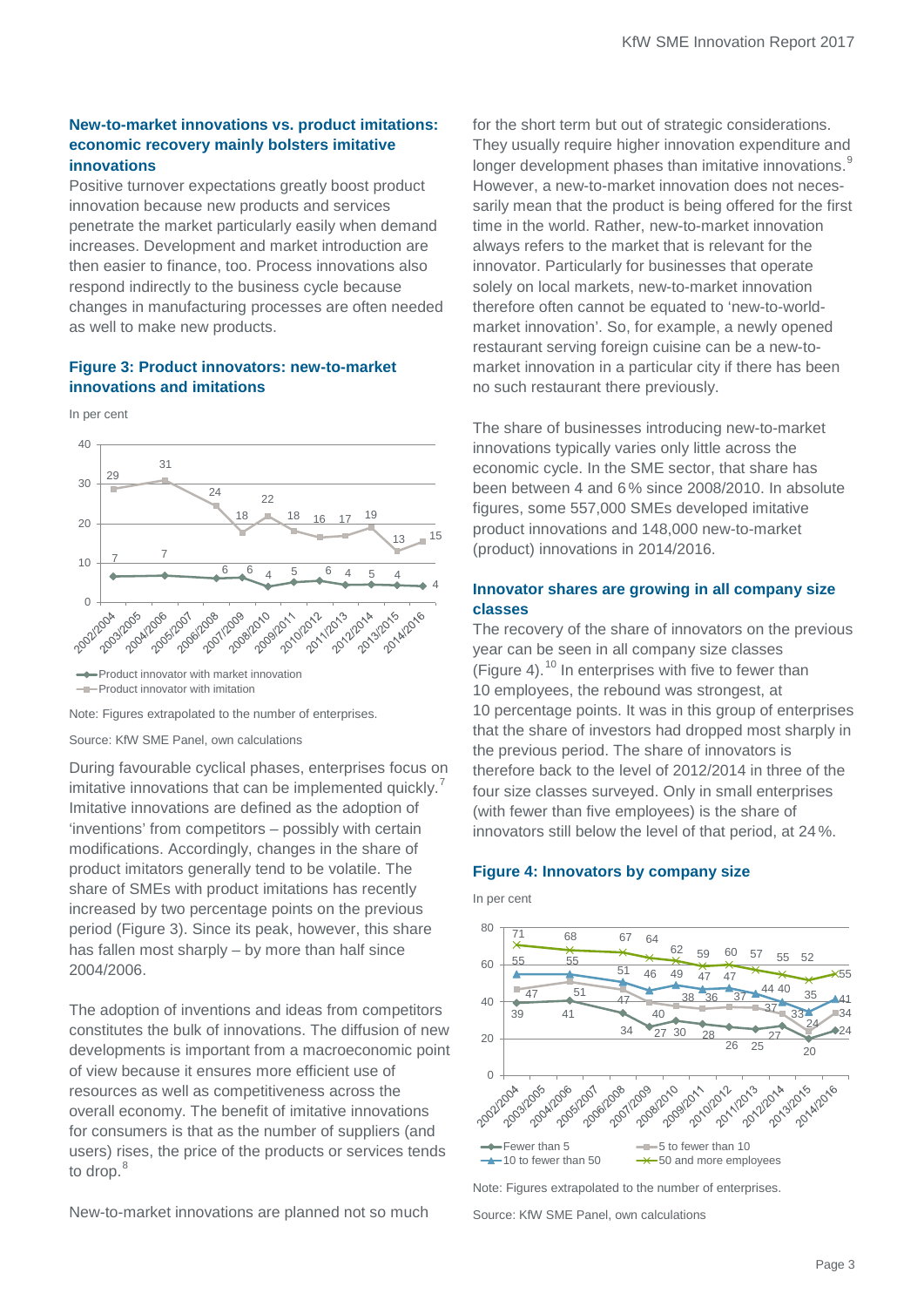### New-to-market innovations vs. product imitations: economic recovery mainly bolsters imitative innovations

Positive turnover expectations greatly boost product innovation because new products and services penetrate the market particularly easily when demand increases. Development and market introduction are then easier to finance, too. Process innovations also respond indirectly to the business cycle because changes in manufacturing processes are often needed as well to make new products.

### Figure 3: Product innovators: new-to-market innovations and imitations

In per cent

| | 2002/2004 | 2003/2005 | 2004/2006 | 2005/2007 | 2006/2008 | 2007/2009 | 2008/2010 | 2009/2011 | 2010/2012 | 2011/2013 | 2012/2014 | 2013/2015 | 2014/2016 |
|---|---|---|---|---|---|---|---|---|---|---|---|---|---|
| Product innovator with market innovation | 7 | | 7 | | 6 | 6 | 4 | 5 | 6 | 4 | 5 | 4 | 4 |
| Product innovator with imitation | 29 | | 31 | | 24 | 18 | 22 | 18 | 16 | 17 | 19 | 13 | 15 |

Note: Figures extrapolated to the number of enterprises.

Source: KfW SME Panel, own calculations

During favourable cyclical phases, enterprises focus on imitative innovations that can be implemented quickly.[7] Imitative innovations are defined as the adoption of 'inventions' from competitors – possibly with certain modifications. Accordingly, changes in the share of product imitators generally tend to be volatile. The share of SMEs with product imitations has recently increased by two percentage points on the previous period (Figure 3). Since its peak, however, this share has fallen most sharply – by more than half since 2004/2006.

The adoption of inventions and ideas from competitors constitutes the bulk of innovations. The diffusion of new developments is important from a macroeconomic point of view because it ensures more efficient use of resources as well as competitiveness across the overall economy. The benefit of imitative innovations for consumers is that as the number of suppliers (and users) rises, the price of the products or services tends to drop.[8]

New-to-market innovations are planned not so much for the short term but out of strategic considerations. They usually require higher innovation expenditure and longer development phases than imitative innovations.[9] However, a new-to-market innovation does not necessarily mean that the product is being offered for the first time in the world. Rather, new-to-market innovation always refers to the market that is relevant for the innovator. Particularly for businesses that operate solely on local markets, new-to-market innovation therefore often cannot be equated to 'new-to-world-market innovation'. So, for example, a newly opened restaurant serving foreign cuisine can be a new-to-market innovation in a particular city if there has been no such restaurant there previously.

The share of businesses introducing new-to-market innovations typically varies only little across the economic cycle. In the SME sector, that share has been between 4 and 6 % since 2008/2010. In absolute figures, some 557,000 SMEs developed imitative product innovations and 148,000 new-to-market (product) innovations in 2014/2016.

### Innovator shares are growing in all company size classes

The recovery of the share of innovators on the previous year can be seen in all company size classes (Figure 4).[10] In enterprises with five to fewer than 10 employees, the rebound was strongest, at 10 percentage points. It was in this group of enterprises that the share of investors had dropped most sharply in the previous period. The share of innovators is therefore back to the level of 2012/2014 in three of the four size classes surveyed. Only in small enterprises (with fewer than five employees) is the share of innovators still below the level of that period, at 24 %.

### Figure 4: Innovators by company size

In per cent

| | 2002/2004 | 2003/2005 | 2004/2006 | 2005/2007 | 2006/2008 | 2007/2009 | 2008/2010 | 2009/2011 | 2010/2012 | 2011/2013 | 2012/2014 | 2013/2015 | 2014/2016 |
|---|---|---|---|---|---|---|---|---|---|---|---|---|---|
| Fewer than 5 | 39 | | 41 | | 34 | 27 | 30 | 28 | 26 | 25 | 27 | 20 | 24 |
| 5 to fewer than 10 | 47 | | 51 | | 47 | 40 | 38 | 36 | 37 | 37 | 33 | 24 | 34 |
| 10 to fewer than 50 | 55 | | 55 | | 51 | 46 | 49 | 47 | 47 | 44 | 40 | 35 | 41 |
| 50 and more employees | 71 | | 68 | | 67 | 64 | 62 | 59 | 60 | 57 | 55 | 52 | 55 |

Note: Figures extrapolated to the number of enterprises.

Source: KfW SME Panel, own calculations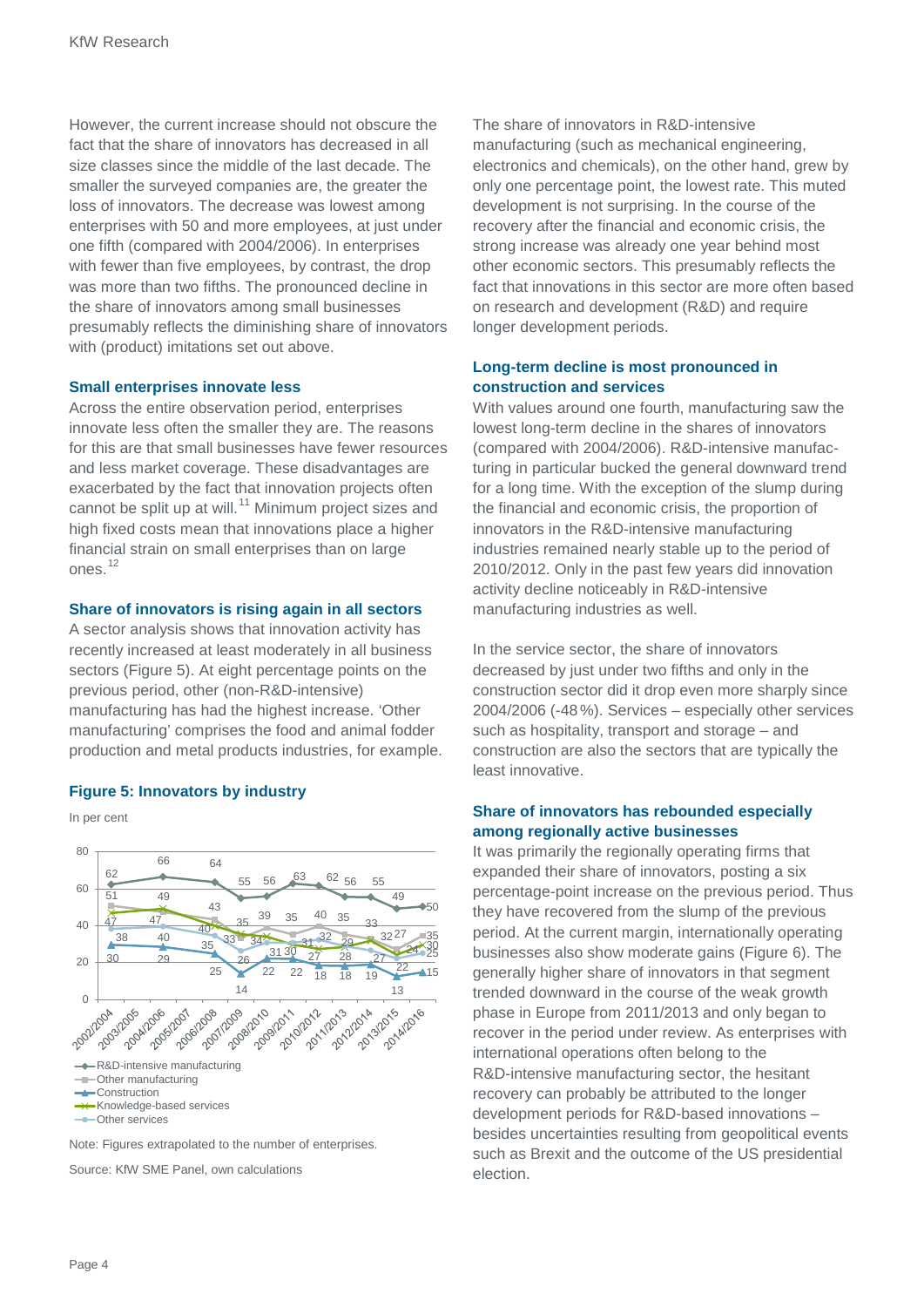However, the current increase should not obscure the fact that the share of innovators has decreased in all size classes since the middle of the last decade. The smaller the surveyed companies are, the greater the loss of innovators. The decrease was lowest among enterprises with 50 and more employees, at just under one fifth (compared with 2004/2006). In enterprises with fewer than five employees, by contrast, the drop was more than two fifths. The pronounced decline in the share of innovators among small businesses presumably reflects the diminishing share of innovators with (product) imitations set out above.

### Small enterprises innovate less

Across the entire observation period, enterprises innovate less often the smaller they are. The reasons for this are that small businesses have fewer resources and less market coverage. These disadvantages are exacerbated by the fact that innovation projects often cannot be split up at will.[11] Minimum project sizes and high fixed costs mean that innovations place a higher financial strain on small enterprises than on large ones.[12]

### Share of innovators is rising again in all sectors

A sector analysis shows that innovation activity has recently increased at least moderately in all business sectors (Figure 5). At eight percentage points on the previous period, other (non-R&D-intensive) manufacturing has had the highest increase. 'Other manufacturing' comprises the food and animal fodder production and metal products industries, for example.

**Figure 5: Innovators by industry**

In per cent

| | 2002/2004 | 2003/2005 | 2004/2006 | 2005/2007 | 2006/2008 | 2007/2009 | 2008/2010 | 2009/2011 | 2010/2012 | 2011/2013 | 2012/2014 | 2013/2015 | 2014/2016 |
|---|---|---|---|---|---|---|---|---|---|---|---|---|---|
| R&D-intensive manufacturing | 62 | | 66 | | 64 | 55 | 56 | 63 | 62 | 56 | 55 | 49 | 50 |
| Other manufacturing | 51 | | 49 | | 43 | 35 | 39 | 35 | 40 | 35 | 33 | 27 | 35 |
| Construction | 30 | | 29 | | 25 | 14 | 22 | 22 | 18 | 18 | 19 | 13 | 15 |
| Knowledge-based services | 47 | | 47 | | 40 | 33 | 34 | 31 | 27 | 28 | 32 | 24 | 30 |
| Other services | 38 | | 40 | | 35 | 26 | 31 | 30 | 32 | 29 | 27 | 22 | 25 |

Note: Figures extrapolated to the number of enterprises.

Source: KfW SME Panel, own calculations

The share of innovators in R&D-intensive manufacturing (such as mechanical engineering, electronics and chemicals), on the other hand, grew by only one percentage point, the lowest rate. This muted development is not surprising. In the course of the recovery after the financial and economic crisis, the strong increase was already one year behind most other economic sectors. This presumably reflects the fact that innovations in this sector are more often based on research and development (R&D) and require longer development periods.

### Long-term decline is most pronounced in construction and services

With values around one fourth, manufacturing saw the lowest long-term decline in the shares of innovators (compared with 2004/2006). R&D-intensive manufacturing in particular bucked the general downward trend for a long time. With the exception of the slump during the financial and economic crisis, the proportion of innovators in the R&D-intensive manufacturing industries remained nearly stable up to the period of 2010/2012. Only in the past few years did innovation activity decline noticeably in R&D-intensive manufacturing industries as well.

In the service sector, the share of innovators decreased by just under two fifths and only in the construction sector did it drop even more sharply since 2004/2006 (-48 %). Services – especially other services such as hospitality, transport and storage – and construction are also the sectors that are typically the least innovative.

### Share of innovators has rebounded especially among regionally active businesses

It was primarily the regionally operating firms that expanded their share of innovators, posting a six percentage-point increase on the previous period. Thus they have recovered from the slump of the previous period. At the current margin, internationally operating businesses also show moderate gains (Figure 6). The generally higher share of innovators in that segment trended downward in the course of the weak growth phase in Europe from 2011/2013 and only began to recover in the period under review. As enterprises with international operations often belong to the R&D-intensive manufacturing sector, the hesitant recovery can probably be attributed to the longer development periods for R&D-based innovations – besides uncertainties resulting from geopolitical events such as Brexit and the outcome of the US presidential election.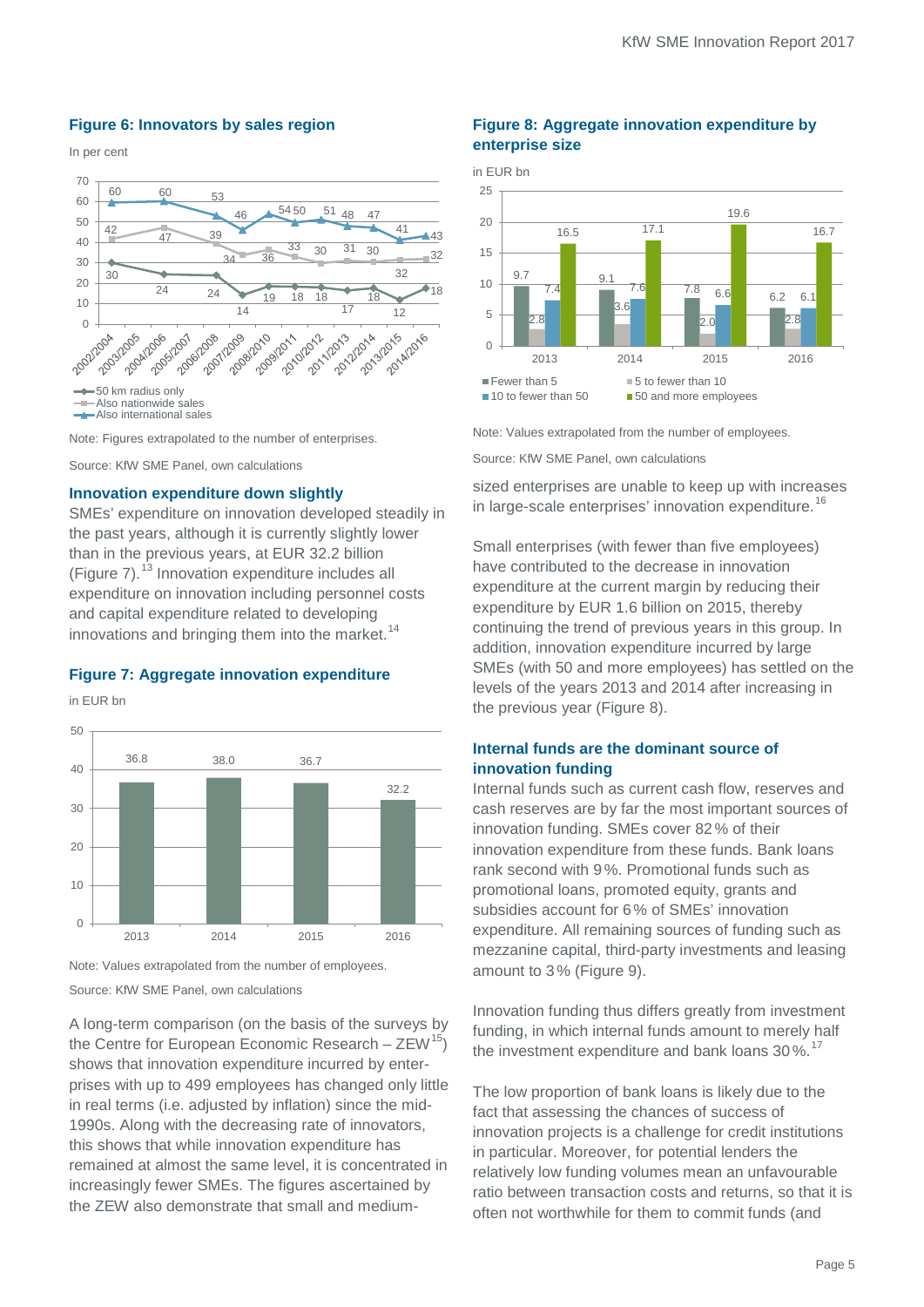### Figure 6: Innovators by sales region

In per cent

| | 2002/2004 | 2003/2005 | 2004/2006 | 2005/2007 | 2006/2008 | 2007/2009 | 2008/2010 | 2009/2011 | 2010/2012 | 2011/2013 | 2012/2014 | 2013/2015 | 2014/2016 |
|---|---|---|---|---|---|---|---|---|---|---|---|---|---|
| 50 km radius only | 30 | | 24 | | 24 | 14 | 19 | 18 | 18 | 17 | 18 | 12 | 18 |
| Also nationwide sales | 42 | | 47 | | 39 | 34 | 36 | 33 | 30 | 31 | 30 | 32 | 32 |
| Also international sales | 60 | | 60 | | 53 | 46 | 54 | 50 | 51 | 48 | 47 | 41 | 43 |

Note: Figures extrapolated to the number of enterprises.

Source: KfW SME Panel, own calculations

### Innovation expenditure down slightly

SMEs' expenditure on innovation developed steadily in the past years, although it is currently slightly lower than in the previous years, at EUR 32.2 billion (Figure 7).[13] Innovation expenditure includes all expenditure on innovation including personnel costs and capital expenditure related to developing innovations and bringing them into the market.[14]

### Figure 7: Aggregate innovation expenditure

in EUR bn

| 2013 | 2014 | 2015 | 2016 |
|---|---|---|---|
| 36.8 | 38.0 | 36.7 | 32.2 |

Note: Values extrapolated from the number of employees.

Source: KfW SME Panel, own calculations

A long-term comparison (on the basis of the surveys by the Centre for European Economic Research – ZEW[15]) shows that innovation expenditure incurred by enterprises with up to 499 employees has changed only little in real terms (i.e. adjusted by inflation) since the mid-1990s. Along with the decreasing rate of innovators, this shows that while innovation expenditure has remained at almost the same level, it is concentrated in increasingly fewer SMEs. The figures ascertained by the ZEW also demonstrate that small and medium-sized enterprises are unable to keep up with increases in large-scale enterprises' innovation expenditure.[16]

### Figure 8: Aggregate innovation expenditure by enterprise size

in EUR bn

| | 2013 | 2014 | 2015 | 2016 |
|---|---|---|---|---|
| Fewer than 5 | 9.7 | 9.1 | 7.8 | 6.2 |
| 5 to fewer than 10 | 2.8 | 3.6 | 2.0 | 2.8 |
| 10 to fewer than 50 | 7.4 | 7.6 | 6.6 | 6.1 |
| 50 and more employees | 16.5 | 17.1 | 19.6 | 16.7 |

Note: Values extrapolated from the number of employees.

Source: KfW SME Panel, own calculations

Small enterprises (with fewer than five employees) have contributed to the decrease in innovation expenditure at the current margin by reducing their expenditure by EUR 1.6 billion on 2015, thereby continuing the trend of previous years in this group. In addition, innovation expenditure incurred by large SMEs (with 50 and more employees) has settled on the levels of the years 2013 and 2014 after increasing in the previous year (Figure 8).

### Internal funds are the dominant source of innovation funding

Internal funds such as current cash flow, reserves and cash reserves are by far the most important sources of innovation funding. SMEs cover 82 % of their innovation expenditure from these funds. Bank loans rank second with 9 %. Promotional funds such as promotional loans, promoted equity, grants and subsidies account for 6 % of SMEs' innovation expenditure. All remaining sources of funding such as mezzanine capital, third-party investments and leasing amount to 3 % (Figure 9).

Innovation funding thus differs greatly from investment funding, in which internal funds amount to merely half the investment expenditure and bank loans 30 %.[17]

The low proportion of bank loans is likely due to the fact that assessing the chances of success of innovation projects is a challenge for credit institutions in particular. Moreover, for potential lenders the relatively low funding volumes mean an unfavourable ratio between transaction costs and returns, so that it is often not worthwhile for them to commit funds (and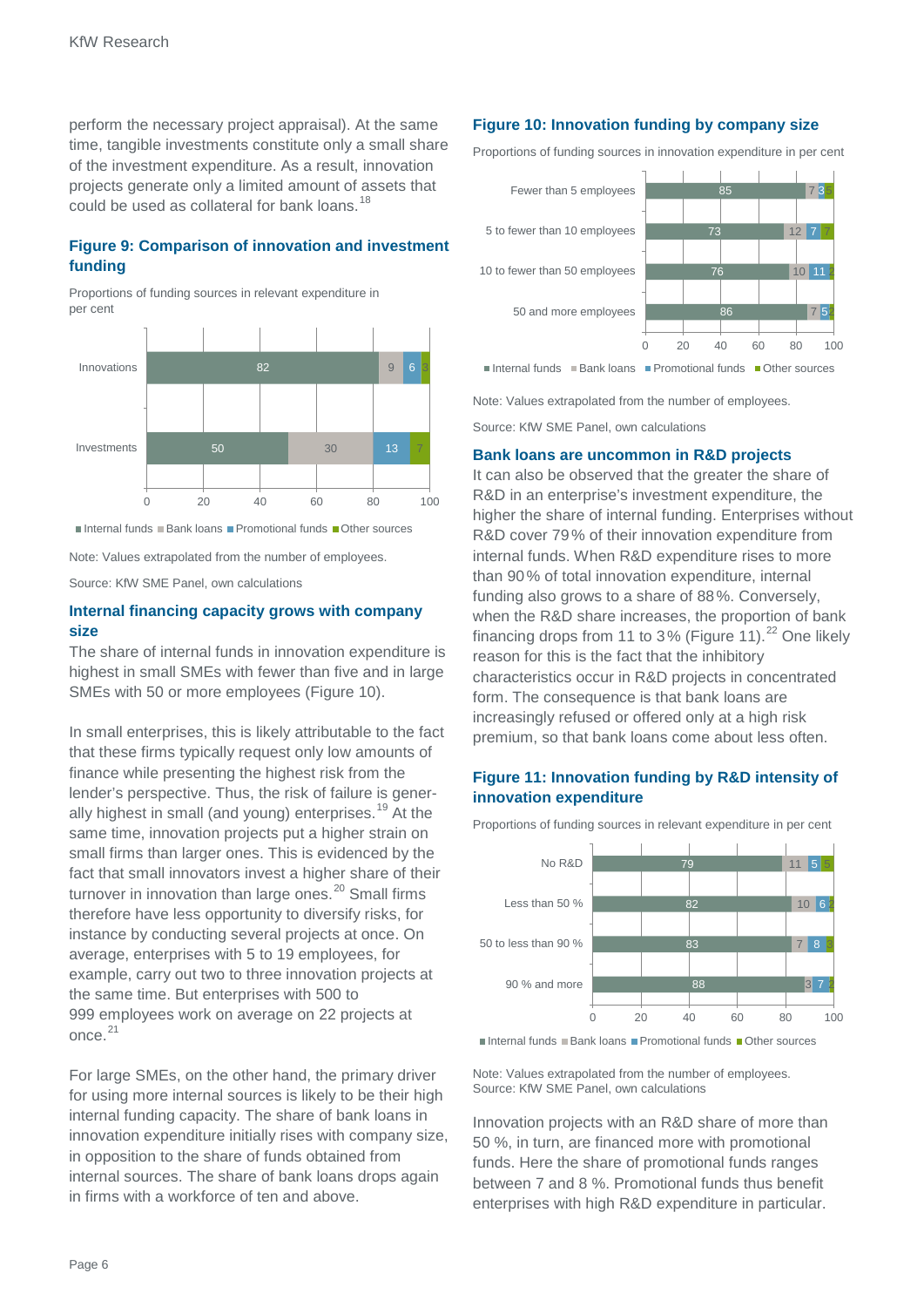perform the necessary project appraisal). At the same time, tangible investments constitute only a small share of the investment expenditure. As a result, innovation projects generate only a limited amount of assets that could be used as collateral for bank loans.[18]

### Figure 9: Comparison of innovation and investment funding

Proportions of funding sources in relevant expenditure in per cent

| | Internal funds | Bank loans | Promotional funds | Other sources |
|---|---|---|---|---|
| Innovations | 82 | 9 | 6 | 3 |
| Investments | 50 | 30 | 13 | 7 |

Note: Values extrapolated from the number of employees.

Source: KfW SME Panel, own calculations

### Internal financing capacity grows with company size

The share of internal funds in innovation expenditure is highest in small SMEs with fewer than five and in large SMEs with 50 or more employees (Figure 10).

In small enterprises, this is likely attributable to the fact that these firms typically request only low amounts of finance while presenting the highest risk from the lender's perspective. Thus, the risk of failure is generally highest in small (and young) enterprises.[19] At the same time, innovation projects put a higher strain on small firms than larger ones. This is evidenced by the fact that small innovators invest a higher share of their turnover in innovation than large ones.[20] Small firms therefore have less opportunity to diversify risks, for instance by conducting several projects at once. On average, enterprises with 5 to 19 employees, for example, carry out two to three innovation projects at the same time. But enterprises with 500 to 999 employees work on average on 22 projects at once.[21]

For large SMEs, on the other hand, the primary driver for using more internal sources is likely to be their high internal funding capacity. The share of bank loans in innovation expenditure initially rises with company size, in opposition to the share of funds obtained from internal sources. The share of bank loans drops again in firms with a workforce of ten and above.

### Figure 10: Innovation funding by company size

Proportions of funding sources in innovation expenditure in per cent

| | Internal funds | Bank loans | Promotional funds | Other sources |
|---|---|---|---|---|
| Fewer than 5 employees | 85 | 7 | 3 | 5 |
| 5 to fewer than 10 employees | 73 | 12 | 7 | 7 |
| 10 to fewer than 50 employees | 76 | 10 | 11 | 2 |
| 50 and more employees | 86 | 7 | 5 | 2 |

Note: Values extrapolated from the number of employees.

Source: KfW SME Panel, own calculations

### Bank loans are uncommon in R&D projects

It can also be observed that the greater the share of R&D in an enterprise's investment expenditure, the higher the share of internal funding. Enterprises without R&D cover 79 % of their innovation expenditure from internal funds. When R&D expenditure rises to more than 90 % of total innovation expenditure, internal funding also grows to a share of 88 %. Conversely, when the R&D share increases, the proportion of bank financing drops from 11 to 3 % (Figure 11).[22] One likely reason for this is the fact that the inhibitory characteristics occur in R&D projects in concentrated form. The consequence is that bank loans are increasingly refused or offered only at a high risk premium, so that bank loans come about less often.

### Figure 11: Innovation funding by R&D intensity of innovation expenditure

Proportions of funding sources in relevant expenditure in per cent

| | Internal funds | Bank loans | Promotional funds | Other sources |
|---|---|---|---|---|
| No R&D | 79 | 11 | 5 | 5 |
| Less than 50 % | 82 | 10 | 6 | 2 |
| 50 to less than 90 % | 83 | 7 | 8 | 3 |
| 90 % and more | 88 | 3 | 7 | 2 |

Note: Values extrapolated from the number of employees.
Source: KfW SME Panel, own calculations

Innovation projects with an R&D share of more than 50 %, in turn, are financed more with promotional funds. Here the share of promotional funds ranges between 7 and 8 %. Promotional funds thus benefit enterprises with high R&D expenditure in particular.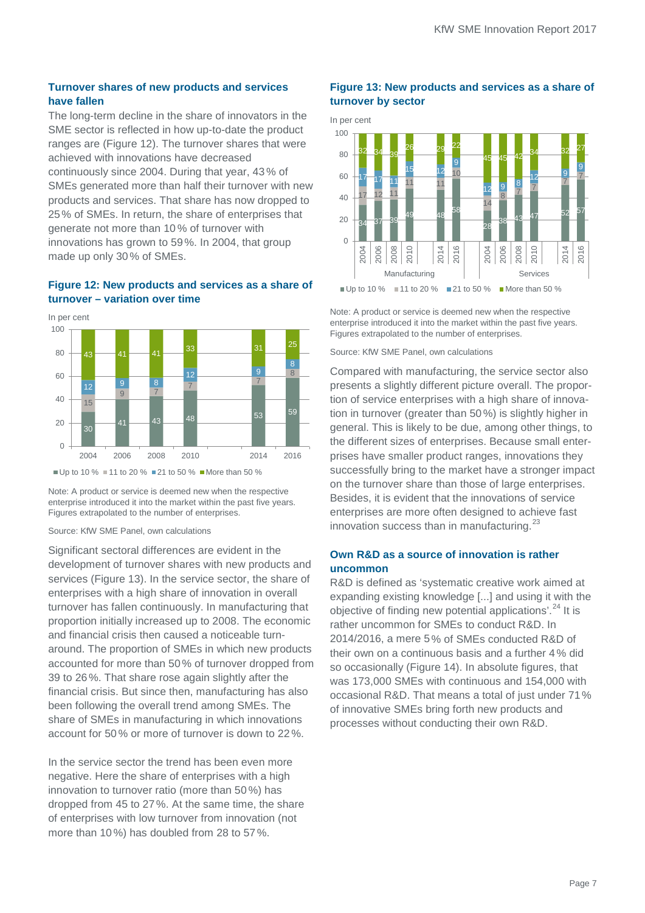## Turnover shares of new products and services have fallen

The long-term decline in the share of innovators in the SME sector is reflected in how up-to-date the product ranges are (Figure 12). The turnover shares that were achieved with innovations have decreased continuously since 2004. During that year, 43 % of SMEs generated more than half their turnover with new products and services. That share has now dropped to 25 % of SMEs. In return, the share of enterprises that generate not more than 10 % of turnover with innovations has grown to 59 %. In 2004, that group made up only 30 % of SMEs.

### Figure 12: New products and services as a share of turnover – variation over time

In per cent

| | 2004 | 2006 | 2008 | 2010 | 2014 | 2016 |
|---|---|---|---|---|---|---|
| Up to 10 % | 30 | 41 | 43 | 48 | 53 | 59 |
| 11 to 20 % | 15 | 9 | 7 | 7 | 7 | 8 |
| 21 to 50 % | 12 | 9 | 8 | 12 | 9 | 8 |
| More than 50 % | 43 | 41 | 41 | 33 | 31 | 25 |

Note: A product or service is deemed new when the respective enterprise introduced it into the market within the past five years. Figures extrapolated to the number of enterprises.

Source: KfW SME Panel, own calculations

Significant sectoral differences are evident in the development of turnover shares with new products and services (Figure 13). In the service sector, the share of enterprises with a high share of innovation in overall turnover has fallen continuously. In manufacturing that proportion initially increased up to 2008. The economic and financial crisis then caused a noticeable turnaround. The proportion of SMEs in which new products accounted for more than 50 % of turnover dropped from 39 to 26 %. That share rose again slightly after the financial crisis. But since then, manufacturing has also been following the overall trend among SMEs. The share of SMEs in manufacturing in which innovations account for 50 % or more of turnover is down to 22 %.

In the service sector the trend has been even more negative. Here the share of enterprises with a high innovation to turnover ratio (more than 50 %) has dropped from 45 to 27 %. At the same time, the share of enterprises with low turnover from innovation (not more than 10 %) has doubled from 28 to 57 %.

### Figure 13: New products and services as a share of turnover by sector

In per cent

| | Manufacturing 2004 | Manufacturing 2006 | Manufacturing 2008 | Manufacturing 2010 | Manufacturing 2014 | Manufacturing 2016 | Services 2004 | Services 2006 | Services 2008 | Services 2010 | Services 2014 | Services 2016 |
|---|---|---|---|---|---|---|---|---|---|---|---|---|
| Up to 10 % | 34 | 37 | 39 | 49 | 48 | 58 | 28 | 38 | 43 | 47 | 52 | 57 |
| 11 to 20 % | 17 | 12 | 11 | 11 | 11 | 10 | 14 | 8 | 7 | 7 | 7 | 7 |
| 21 to 50 % | 17 | 17 | 11 | 15 | 12 | 9 | 12 | 9 | 8 | 12 | 9 | 9 |
| More than 50 % | 32 | 34 | 39 | 26 | 29 | 22 | 45 | 45 | 42 | 34 | 32 | 27 |

Note: A product or service is deemed new when the respective enterprise introduced it into the market within the past five years. Figures extrapolated to the number of enterprises.

Source: KfW SME Panel, own calculations

Compared with manufacturing, the service sector also presents a slightly different picture overall. The proportion of service enterprises with a high share of innovation in turnover (greater than 50 %) is slightly higher in general. This is likely to be due, among other things, to the different sizes of enterprises. Because small enterprises have smaller product ranges, innovations they successfully bring to the market have a stronger impact on the turnover share than those of large enterprises. Besides, it is evident that the innovations of service enterprises are more often designed to achieve fast innovation success than in manufacturing.[23]

## Own R&D as a source of innovation is rather uncommon

R&D is defined as 'systematic creative work aimed at expanding existing knowledge [...] and using it with the objective of finding new potential applications'.[24] It is rather uncommon for SMEs to conduct R&D. In 2014/2016, a mere 5 % of SMEs conducted R&D of their own on a continuous basis and a further 4 % did so occasionally (Figure 14). In absolute figures, that was 173,000 SMEs with continuous and 154,000 with occasional R&D. That means a total of just under 71 % of innovative SMEs bring forth new products and processes without conducting their own R&D.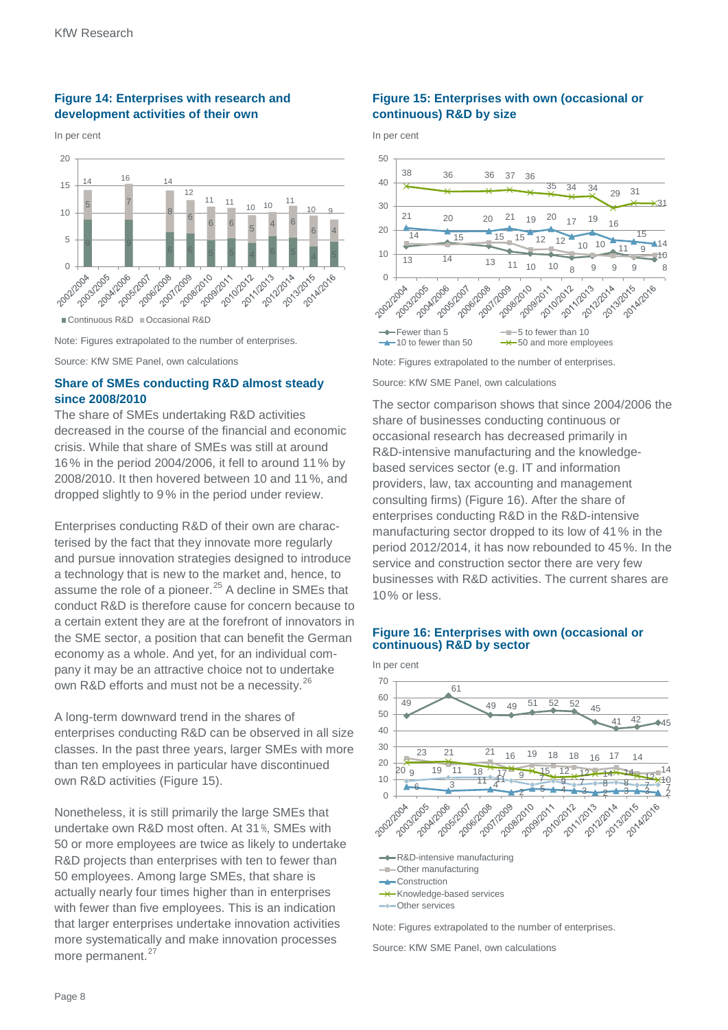**Figure 14: Enterprises with research and development activities of their own**

In per cent

| Period | Continuous R&D | Occasional R&D | Total |
|---|---|---|---|
| 2002/2004 | 9 | 5 | 14 |
| 2003/2005 | | | |
| 2004/2006 | 9 | 7 | 16 |
| 2005/2007 | | | |
| 2006/2008 | 6 | 8 | 14 |
| 2007/2009 | 6 | 6 | 12 |
| 2008/2010 | 5 | 6 | 11 |
| 2009/2011 | 5 | 6 | 11 |
| 2010/2012 | 4 | 5 | 10 |
| 2011/2013 | 6 | 4 | 10 |
| 2012/2014 | 5 | 6 | 11 |
| 2013/2015 | 4 | 6 | 10 |
| 2014/2016 | 5 | 4 | 9 |

Note: Figures extrapolated to the number of enterprises.

Source: KfW SME Panel, own calculations

## Share of SMEs conducting R&D almost steady since 2008/2010

The share of SMEs undertaking R&D activities decreased in the course of the financial and economic crisis. While that share of SMEs was still at around 16 % in the period 2004/2006, it fell to around 11 % by 2008/2010. It then hovered between 10 and 11 %, and dropped slightly to 9 % in the period under review.

Enterprises conducting R&D of their own are characterised by the fact that they innovate more regularly and pursue innovation strategies designed to introduce a technology that is new to the market and, hence, to assume the role of a pioneer.[25] A decline in SMEs that conduct R&D is therefore cause for concern because to a certain extent they are at the forefront of innovators in the SME sector, a position that can benefit the German economy as a whole. And yet, for an individual company it may be an attractive choice not to undertake own R&D efforts and must not be a necessity.[26]

A long-term downward trend in the shares of enterprises conducting R&D can be observed in all size classes. In the past three years, larger SMEs with more than ten employees in particular have discontinued own R&D activities (Figure 15).

Nonetheless, it is still primarily the large SMEs that undertake own R&D most often. At 31 %, SMEs with 50 or more employees are twice as likely to undertake R&D projects than enterprises with ten to fewer than 50 employees. Among large SMEs, that share is actually nearly four times higher than in enterprises with fewer than five employees. This is an indication that larger enterprises undertake innovation activities more systematically and make innovation processes more permanent.[27]

**Figure 15: Enterprises with own (occasional or continuous) R&D by size**

In per cent

| Period | Fewer than 5 | 5 to fewer than 10 | 10 to fewer than 50 | 50 and more employees |
|---|---|---|---|---|
| 2002/2004 | 13 | 14 | 21 | 38 |
| 2004/2006 | 14 | 15 | 20 | 36 |
| 2006/2008 | 13 | 15 | 20 | 36 |
| 2007/2009 | 11 | 15 | 21 | 37 |
| 2008/2010 | 10 | 12 | 19 | 36 |
| 2009/2011 | 10 | 12 | 20 | 35 |
| 2010/2012 | 8 | 10 | 17 | 34 |
| 2011/2013 | 9 | 10 | 19 | 34 |
| 2012/2014 | 9 | 11 | 16 | 29 |
| 2013/2015 | 9 | 9 | 15 | 31 |
| 2014/2016 | 8 | 10 | 14 | 31 |

Note: Figures extrapolated to the number of enterprises.

Source: KfW SME Panel, own calculations

The sector comparison shows that since 2004/2006 the share of businesses conducting continuous or occasional research has decreased primarily in R&D-intensive manufacturing and the knowledge-based services sector (e.g. IT and information providers, law, tax accounting and management consulting firms) (Figure 16). After the share of enterprises conducting R&D in the R&D-intensive manufacturing sector dropped to its low of 41 % in the period 2012/2014, it has now rebounded to 45 %. In the service and construction sector there are very few businesses with R&D activities. The current shares are 10 % or less.

**Figure 16: Enterprises with own (occasional or continuous) R&D by sector**

In per cent

| Period | R&D-intensive manufacturing | Other manufacturing | Construction | Knowledge-based services | Other services |
|---|---|---|---|---|---|
| 2002/2004 | 49 | 23 | 6 | 20 | 9 |
| 2004/2006 | 61 | 21 | 3 | 19 | 11 |
| 2006/2008 | 49 | 21 | 4 | 18 | 11 |
| 2007/2009 | 49 | 16 | 2 | 17 | 9 |
| 2008/2010 | 51 | 19 | 5 | 15 | 7 |
| 2009/2011 | 52 | 18 | 4 | 12 | 9 |
| 2010/2012 | 52 | 18 | 3 | 12 | 7 |
| 2011/2013 | 45 | 16 | 2 | 14 | 8 |
| 2012/2014 | 41 | 17 | 3 | 14 | 8 |
| 2013/2015 | 42 | 14 | 3 | 12 | 7 |
| 2014/2016 | 45 | 14 | 2 | 10 | 7 |

Note: Figures extrapolated to the number of enterprises.

Source: KfW SME Panel, own calculations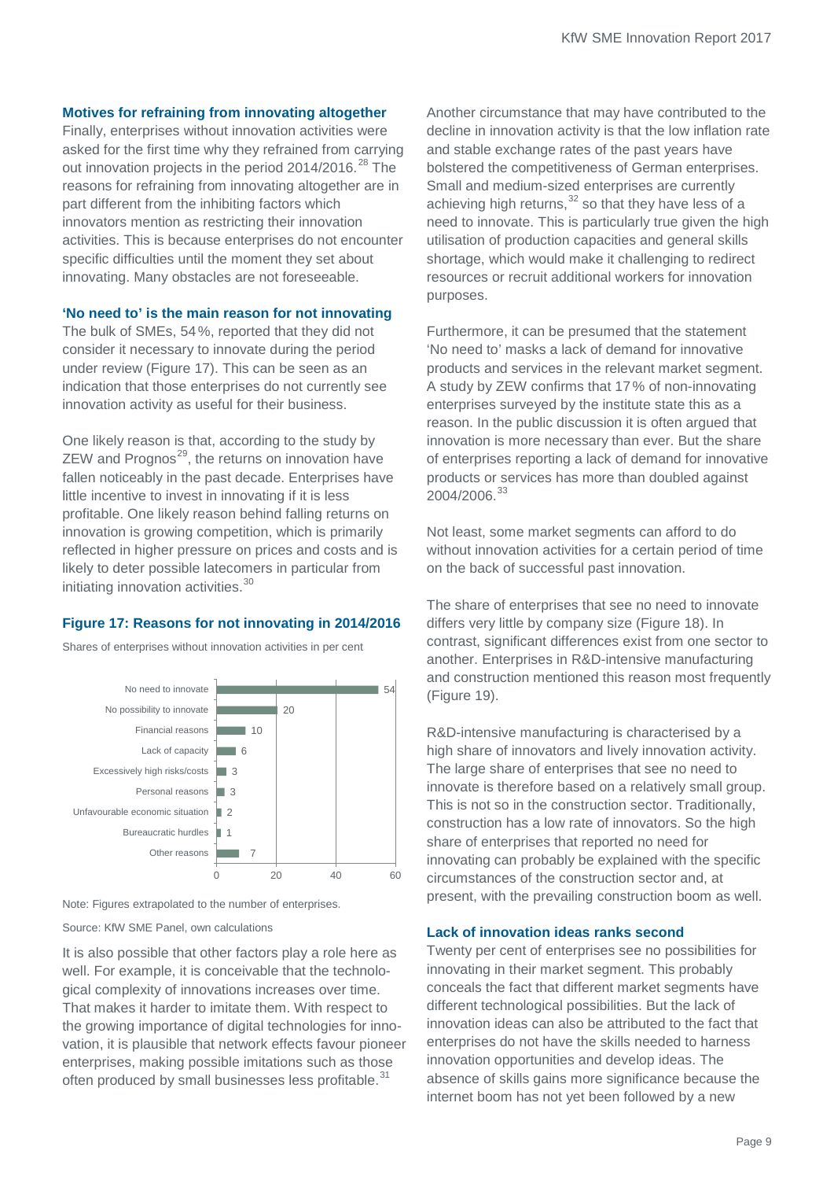### Motives for refraining from innovating altogether

Finally, enterprises without innovation activities were asked for the first time why they refrained from carrying out innovation projects in the period 2014/2016.[28] The reasons for refraining from innovating altogether are in part different from the inhibiting factors which innovators mention as restricting their innovation activities. This is because enterprises do not encounter specific difficulties until the moment they set about innovating. Many obstacles are not foreseeable.

### 'No need to' is the main reason for not innovating

The bulk of SMEs, 54 %, reported that they did not consider it necessary to innovate during the period under review (Figure 17). This can be seen as an indication that those enterprises do not currently see innovation activity as useful for their business.

One likely reason is that, according to the study by ZEW and Prognos[29], the returns on innovation have fallen noticeably in the past decade. Enterprises have little incentive to invest in innovating if it is less profitable. One likely reason behind falling returns on innovation is growing competition, which is primarily reflected in higher pressure on prices and costs and is likely to deter possible latecomers in particular from initiating innovation activities.[30]

**Figure 17: Reasons for not innovating in 2014/2016**

Shares of enterprises without innovation activities in per cent

| Reason | Per cent |
|---|---|
| No need to innovate | 54 |
| No possibility to innovate | 20 |
| Financial reasons | 10 |
| Lack of capacity | 6 |
| Excessively high risks/costs | 3 |
| Personal reasons | 3 |
| Unfavourable economic situation | 2 |
| Bureaucratic hurdles | 1 |
| Other reasons | 7 |

Note: Figures extrapolated to the number of enterprises.

Source: KfW SME Panel, own calculations

It is also possible that other factors play a role here as well. For example, it is conceivable that the technological complexity of innovations increases over time. That makes it harder to imitate them. With respect to the growing importance of digital technologies for innovation, it is plausible that network effects favour pioneer enterprises, making possible imitations such as those often produced by small businesses less profitable.[31]

Another circumstance that may have contributed to the decline in innovation activity is that the low inflation rate and stable exchange rates of the past years have bolstered the competitiveness of German enterprises. Small and medium-sized enterprises are currently achieving high returns,[32] so that they have less of a need to innovate. This is particularly true given the high utilisation of production capacities and general skills shortage, which would make it challenging to redirect resources or recruit additional workers for innovation purposes.

Furthermore, it can be presumed that the statement 'No need to' masks a lack of demand for innovative products and services in the relevant market segment. A study by ZEW confirms that 17 % of non-innovating enterprises surveyed by the institute state this as a reason. In the public discussion it is often argued that innovation is more necessary than ever. But the share of enterprises reporting a lack of demand for innovative products or services has more than doubled against 2004/2006.[33]

Not least, some market segments can afford to do without innovation activities for a certain period of time on the back of successful past innovation.

The share of enterprises that see no need to innovate differs very little by company size (Figure 18). In contrast, significant differences exist from one sector to another. Enterprises in R&D-intensive manufacturing and construction mentioned this reason most frequently (Figure 19).

R&D-intensive manufacturing is characterised by a high share of innovators and lively innovation activity. The large share of enterprises that see no need to innovate is therefore based on a relatively small group. This is not so in the construction sector. Traditionally, construction has a low rate of innovators. So the high share of enterprises that reported no need for innovating can probably be explained with the specific circumstances of the construction sector and, at present, with the prevailing construction boom as well.

### Lack of innovation ideas ranks second

Twenty per cent of enterprises see no possibilities for innovating in their market segment. This probably conceals the fact that different market segments have different technological possibilities. But the lack of innovation ideas can also be attributed to the fact that enterprises do not have the skills needed to harness innovation opportunities and develop ideas. The absence of skills gains more significance because the internet boom has not yet been followed by a new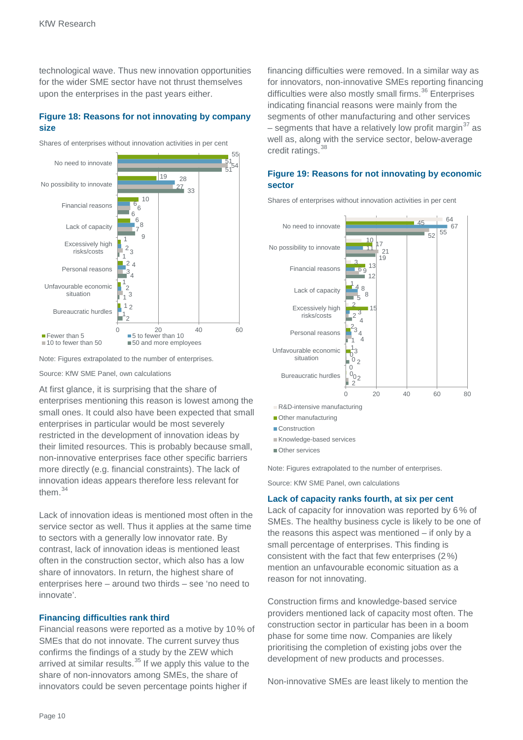technological wave. Thus new innovation opportunities for the wider SME sector have not thrust themselves upon the enterprises in the past years either.

**Figure 18: Reasons for not innovating by company size**

Shares of enterprises without innovation activities in per cent

| | Fewer than 5 | 5 to fewer than 10 | 10 to fewer than 50 | 50 and more employees |
|---|---|---|---|---|
| No need to innovate | 55 | 51 | 54 | 51 |
| No possibility to innovate | 19 | 28 | 27 | 33 |
| Financial reasons | 10 | 6 | 6 | 6 |
| Lack of capacity | 6 | 8 | 7 | 9 |
| Excessively high risks/costs | 1 | 2 | 3 | 1 |
| Personal reasons | 2 | 4 | 3 | 4 |
| Unfavourable economic situation | 1 | 2 | 3 | 1 |
| Bureaucratic hurdles | 1 | 2 | 1 | 2 |

Note: Figures extrapolated to the number of enterprises.

Source: KfW SME Panel, own calculations

At first glance, it is surprising that the share of enterprises mentioning this reason is lowest among the small ones. It could also have been expected that small enterprises in particular would be most severely restricted in the development of innovation ideas by their limited resources. This is probably because small, non-innovative enterprises face other specific barriers more directly (e.g. financial constraints). The lack of innovation ideas appears therefore less relevant for them.[34]

Lack of innovation ideas is mentioned most often in the service sector as well. Thus it applies at the same time to sectors with a generally low innovator rate. By contrast, lack of innovation ideas is mentioned least often in the construction sector, which also has a low share of innovators. In return, the highest share of enterprises here – around two thirds – see 'no need to innovate'.

### Financing difficulties rank third

Financial reasons were reported as a motive by 10 % of SMEs that do not innovate. The current survey thus confirms the findings of a study by the ZEW which arrived at similar results.[35] If we apply this value to the share of non-innovators among SMEs, the share of innovators could be seven percentage points higher if financing difficulties were removed. In a similar way as for innovators, non-innovative SMEs reporting financing difficulties were also mostly small firms.[36] Enterprises indicating financial reasons were mainly from the segments of other manufacturing and other services – segments that have a relatively low profit margin[37] as well as, along with the service sector, below-average credit ratings.[38]

**Figure 19: Reasons for not innovating by economic sector**

Shares of enterprises without innovation activities in per cent

| | R&D-intensive manufacturing | Other manufacturing | Construction | Knowledge-based services | Other services |
|---|---|---|---|---|---|
| No need to innovate | 64 | 45 | 67 | 55 | 52 |
| No possibility to innovate | 10 | 17 | 11 | 21 | 19 |
| Financial reasons | 3 | 13 | 6 | 9 | 12 |
| Lack of capacity | 1 | 4 | 8 | 8 | 5 |
| Excessively high risks/costs | 2 | 15 | 3 | 2 | 4 |
| Personal reasons | 2 | 3 | 4 | 4 | 1 |
| Unfavourable economic situation | 1 | 3 | 0 | 0 | 2 |
| Bureaucratic hurdles | 0 | 0 | 0 | 2 | 2 |

Note: Figures extrapolated to the number of enterprises.

Source: KfW SME Panel, own calculations

### Lack of capacity ranks fourth, at six per cent

Lack of capacity for innovation was reported by 6 % of SMEs. The healthy business cycle is likely to be one of the reasons this aspect was mentioned – if only by a small percentage of enterprises. This finding is consistent with the fact that few enterprises (2 %) mention an unfavourable economic situation as a reason for not innovating.

Construction firms and knowledge-based service providers mentioned lack of capacity most often. The construction sector in particular has been in a boom phase for some time now. Companies are likely prioritising the completion of existing jobs over the development of new products and processes.

Non-innovative SMEs are least likely to mention the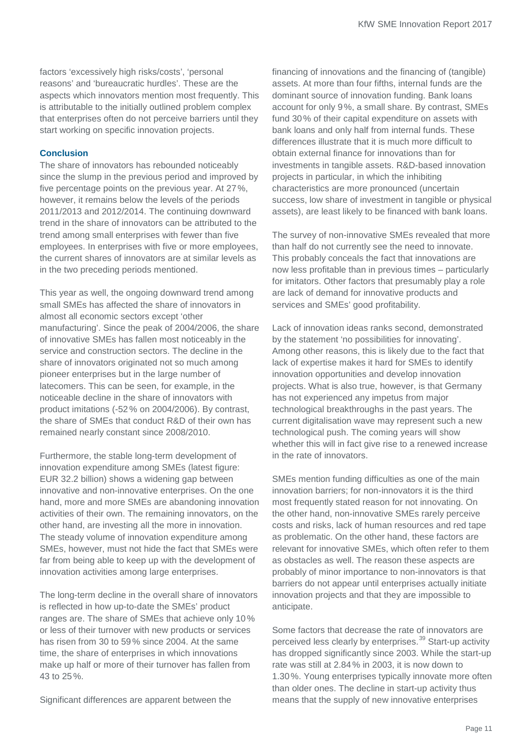factors 'excessively high risks/costs', 'personal reasons' and 'bureaucratic hurdles'. These are the aspects which innovators mention most frequently. This is attributable to the initially outlined problem complex that enterprises often do not perceive barriers until they start working on specific innovation projects.

### Conclusion

The share of innovators has rebounded noticeably since the slump in the previous period and improved by five percentage points on the previous year. At 27 %, however, it remains below the levels of the periods 2011/2013 and 2012/2014. The continuing downward trend in the share of innovators can be attributed to the trend among small enterprises with fewer than five employees. In enterprises with five or more employees, the current shares of innovators are at similar levels as in the two preceding periods mentioned.

This year as well, the ongoing downward trend among small SMEs has affected the share of innovators in almost all economic sectors except 'other manufacturing'. Since the peak of 2004/2006, the share of innovative SMEs has fallen most noticeably in the service and construction sectors. The decline in the share of innovators originated not so much among pioneer enterprises but in the large number of latecomers. This can be seen, for example, in the noticeable decline in the share of innovators with product imitations (-52 % on 2004/2006). By contrast, the share of SMEs that conduct R&D of their own has remained nearly constant since 2008/2010.

Furthermore, the stable long-term development of innovation expenditure among SMEs (latest figure: EUR 32.2 billion) shows a widening gap between innovative and non-innovative enterprises. On the one hand, more and more SMEs are abandoning innovation activities of their own. The remaining innovators, on the other hand, are investing all the more in innovation. The steady volume of innovation expenditure among SMEs, however, must not hide the fact that SMEs were far from being able to keep up with the development of innovation activities among large enterprises.

The long-term decline in the overall share of innovators is reflected in how up-to-date the SMEs' product ranges are. The share of SMEs that achieve only 10 % or less of their turnover with new products or services has risen from 30 to 59 % since 2004. At the same time, the share of enterprises in which innovations make up half or more of their turnover has fallen from 43 to 25 %.

Significant differences are apparent between the financing of innovations and the financing of (tangible) assets. At more than four fifths, internal funds are the dominant source of innovation funding. Bank loans account for only 9 %, a small share. By contrast, SMEs fund 30 % of their capital expenditure on assets with bank loans and only half from internal funds. These differences illustrate that it is much more difficult to obtain external finance for innovations than for investments in tangible assets. R&D-based innovation projects in particular, in which the inhibiting characteristics are more pronounced (uncertain success, low share of investment in tangible or physical assets), are least likely to be financed with bank loans.

The survey of non-innovative SMEs revealed that more than half do not currently see the need to innovate. This probably conceals the fact that innovations are now less profitable than in previous times – particularly for imitators. Other factors that presumably play a role are lack of demand for innovative products and services and SMEs' good profitability.

Lack of innovation ideas ranks second, demonstrated by the statement 'no possibilities for innovating'. Among other reasons, this is likely due to the fact that lack of expertise makes it hard for SMEs to identify innovation opportunities and develop innovation projects. What is also true, however, is that Germany has not experienced any impetus from major technological breakthroughs in the past years. The current digitalisation wave may represent such a new technological push. The coming years will show whether this will in fact give rise to a renewed increase in the rate of innovators.

SMEs mention funding difficulties as one of the main innovation barriers; for non-innovators it is the third most frequently stated reason for not innovating. On the other hand, non-innovative SMEs rarely perceive costs and risks, lack of human resources and red tape as problematic. On the other hand, these factors are relevant for innovative SMEs, which often refer to them as obstacles as well. The reason these aspects are probably of minor importance to non-innovators is that barriers do not appear until enterprises actually initiate innovation projects and that they are impossible to anticipate.

Some factors that decrease the rate of innovators are perceived less clearly by enterprises.[39] Start-up activity has dropped significantly since 2003. While the start-up rate was still at 2.84 % in 2003, it is now down to 1.30 %. Young enterprises typically innovate more often than older ones. The decline in start-up activity thus means that the supply of new innovative enterprises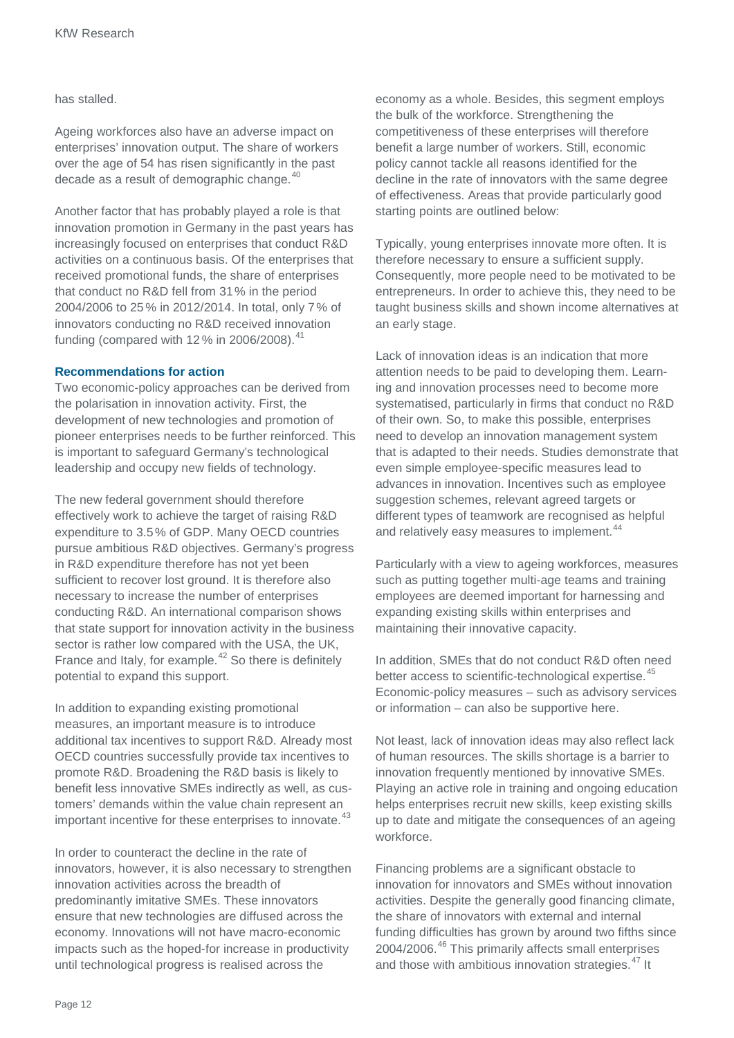has stalled.

Ageing workforces also have an adverse impact on enterprises' innovation output. The share of workers over the age of 54 has risen significantly in the past decade as a result of demographic change.[40]

Another factor that has probably played a role is that innovation promotion in Germany in the past years has increasingly focused on enterprises that conduct R&D activities on a continuous basis. Of the enterprises that received promotional funds, the share of enterprises that conduct no R&D fell from 31 % in the period 2004/2006 to 25 % in 2012/2014. In total, only 7 % of innovators conducting no R&D received innovation funding (compared with 12 % in 2006/2008).[41]

**Recommendations for action**

Two economic-policy approaches can be derived from the polarisation in innovation activity. First, the development of new technologies and promotion of pioneer enterprises needs to be further reinforced. This is important to safeguard Germany's technological leadership and occupy new fields of technology.

The new federal government should therefore effectively work to achieve the target of raising R&D expenditure to 3.5 % of GDP. Many OECD countries pursue ambitious R&D objectives. Germany's progress in R&D expenditure therefore has not yet been sufficient to recover lost ground. It is therefore also necessary to increase the number of enterprises conducting R&D. An international comparison shows that state support for innovation activity in the business sector is rather low compared with the USA, the UK, France and Italy, for example.[42] So there is definitely potential to expand this support.

In addition to expanding existing promotional measures, an important measure is to introduce additional tax incentives to support R&D. Already most OECD countries successfully provide tax incentives to promote R&D. Broadening the R&D basis is likely to benefit less innovative SMEs indirectly as well, as customers' demands within the value chain represent an important incentive for these enterprises to innovate.[43]

In order to counteract the decline in the rate of innovators, however, it is also necessary to strengthen innovation activities across the breadth of predominantly imitative SMEs. These innovators ensure that new technologies are diffused across the economy. Innovations will not have macro-economic impacts such as the hoped-for increase in productivity until technological progress is realised across the economy as a whole. Besides, this segment employs the bulk of the workforce. Strengthening the competitiveness of these enterprises will therefore benefit a large number of workers. Still, economic policy cannot tackle all reasons identified for the decline in the rate of innovators with the same degree of effectiveness. Areas that provide particularly good starting points are outlined below:

Typically, young enterprises innovate more often. It is therefore necessary to ensure a sufficient supply. Consequently, more people need to be motivated to be entrepreneurs. In order to achieve this, they need to be taught business skills and shown income alternatives at an early stage.

Lack of innovation ideas is an indication that more attention needs to be paid to developing them. Learning and innovation processes need to become more systematised, particularly in firms that conduct no R&D of their own. So, to make this possible, enterprises need to develop an innovation management system that is adapted to their needs. Studies demonstrate that even simple employee-specific measures lead to advances in innovation. Incentives such as employee suggestion schemes, relevant agreed targets or different types of teamwork are recognised as helpful and relatively easy measures to implement.[44]

Particularly with a view to ageing workforces, measures such as putting together multi-age teams and training employees are deemed important for harnessing and expanding existing skills within enterprises and maintaining their innovative capacity.

In addition, SMEs that do not conduct R&D often need better access to scientific-technological expertise.[45] Economic-policy measures – such as advisory services or information – can also be supportive here.

Not least, lack of innovation ideas may also reflect lack of human resources. The skills shortage is a barrier to innovation frequently mentioned by innovative SMEs. Playing an active role in training and ongoing education helps enterprises recruit new skills, keep existing skills up to date and mitigate the consequences of an ageing workforce.

Financing problems are a significant obstacle to innovation for innovators and SMEs without innovation activities. Despite the generally good financing climate, the share of innovators with external and internal funding difficulties has grown by around two fifths since 2004/2006.[46] This primarily affects small enterprises and those with ambitious innovation strategies.[47] It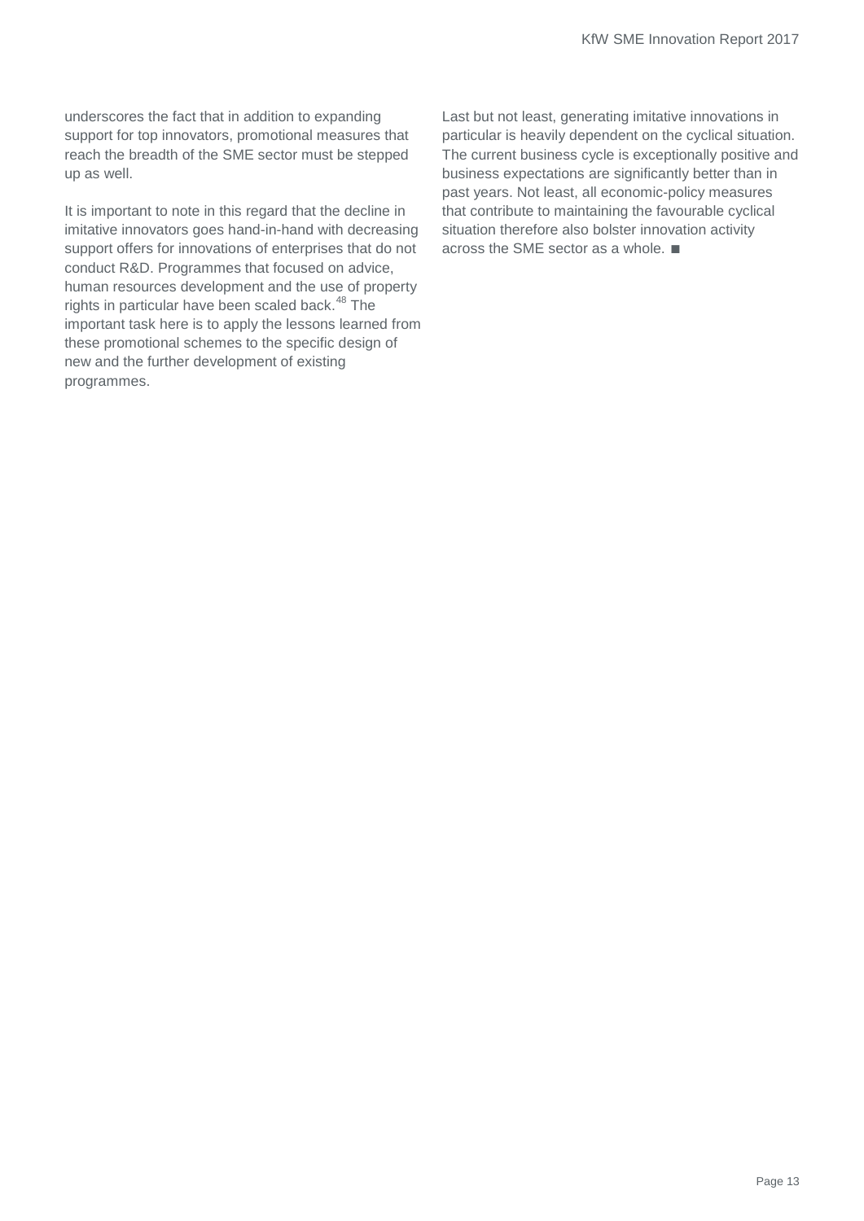underscores the fact that in addition to expanding support for top innovators, promotional measures that reach the breadth of the SME sector must be stepped up as well.

It is important to note in this regard that the decline in imitative innovators goes hand-in-hand with decreasing support offers for innovations of enterprises that do not conduct R&D. Programmes that focused on advice, human resources development and the use of property rights in particular have been scaled back.[48] The important task here is to apply the lessons learned from these promotional schemes to the specific design of new and the further development of existing programmes.

Last but not least, generating imitative innovations in particular is heavily dependent on the cyclical situation. The current business cycle is exceptionally positive and business expectations are significantly better than in past years. Not least, all economic-policy measures that contribute to maintaining the favourable cyclical situation therefore also bolster innovation activity across the SME sector as a whole. ■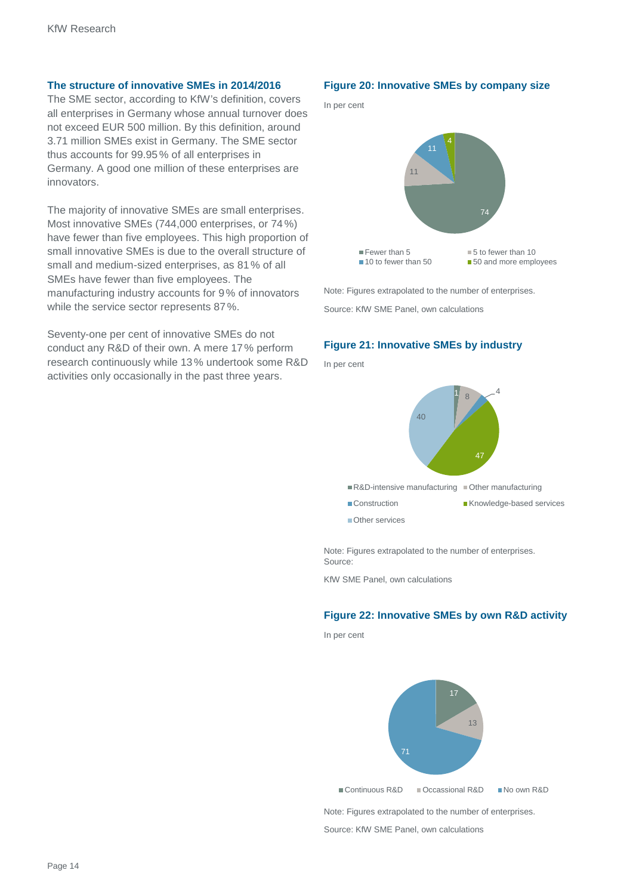## The structure of innovative SMEs in 2014/2016

The SME sector, according to KfW's definition, covers all enterprises in Germany whose annual turnover does not exceed EUR 500 million. By this definition, around 3.71 million SMEs exist in Germany. The SME sector thus accounts for 99.95 % of all enterprises in Germany. A good one million of these enterprises are innovators.

The majority of innovative SMEs are small enterprises. Most innovative SMEs (744,000 enterprises, or 74 %) have fewer than five employees. This high proportion of small innovative SMEs is due to the overall structure of small and medium-sized enterprises, as 81 % of all SMEs have fewer than five employees. The manufacturing industry accounts for 9 % of innovators while the service sector represents 87 %.

Seventy-one per cent of innovative SMEs do not conduct any R&D of their own. A mere 17 % perform research continuously while 13 % undertook some R&D activities only occasionally in the past three years.

### Figure 20: Innovative SMEs by company size

In per cent

| Company size | Per cent |
|---|---|
| Fewer than 5 | 74 |
| 5 to fewer than 10 | 11 |
| 10 to fewer than 50 | 11 |
| 50 and more employees | 4 |

Note: Figures extrapolated to the number of enterprises.

Source: KfW SME Panel, own calculations

### Figure 21: Innovative SMEs by industry

In per cent

| Industry | Per cent |
|---|---|
| R&D-intensive manufacturing | 1 |
| Other manufacturing | 8 |
| Construction | 4 |
| Knowledge-based services | 47 |
| Other services | 40 |

Note: Figures extrapolated to the number of enterprises. Source:

KfW SME Panel, own calculations

### Figure 22: Innovative SMEs by own R&D activity

In per cent

| R&D activity | Per cent |
|---|---|
| Continuous R&D | 17 |
| Occassional R&D | 13 |
| No own R&D | 71 |

Note: Figures extrapolated to the number of enterprises.

Source: KfW SME Panel, own calculations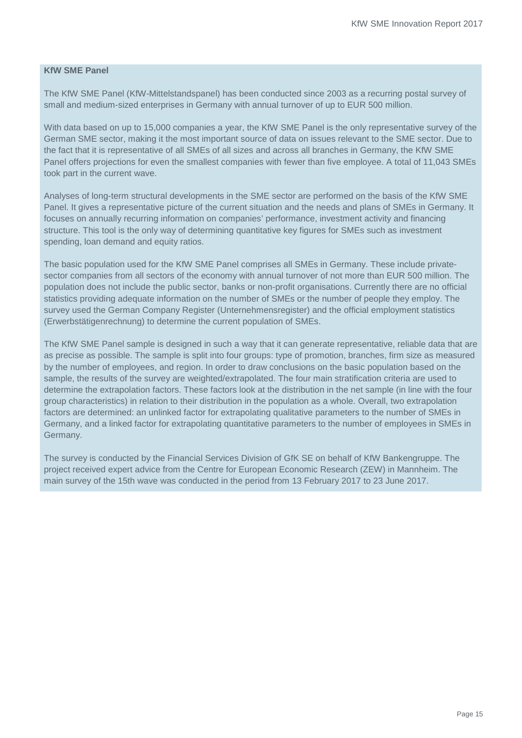**KfW SME Panel**

The KfW SME Panel (KfW-Mittelstandspanel) has been conducted since 2003 as a recurring postal survey of small and medium-sized enterprises in Germany with annual turnover of up to EUR 500 million.

With data based on up to 15,000 companies a year, the KfW SME Panel is the only representative survey of the German SME sector, making it the most important source of data on issues relevant to the SME sector. Due to the fact that it is representative of all SMEs of all sizes and across all branches in Germany, the KfW SME Panel offers projections for even the smallest companies with fewer than five employee. A total of 11,043 SMEs took part in the current wave.

Analyses of long-term structural developments in the SME sector are performed on the basis of the KfW SME Panel. It gives a representative picture of the current situation and the needs and plans of SMEs in Germany. It focuses on annually recurring information on companies' performance, investment activity and financing structure. This tool is the only way of determining quantitative key figures for SMEs such as investment spending, loan demand and equity ratios.

The basic population used for the KfW SME Panel comprises all SMEs in Germany. These include private-sector companies from all sectors of the economy with annual turnover of not more than EUR 500 million. The population does not include the public sector, banks or non-profit organisations. Currently there are no official statistics providing adequate information on the number of SMEs or the number of people they employ. The survey used the German Company Register (Unternehmensregister) and the official employment statistics (Erwerbstätigenrechnung) to determine the current population of SMEs.

The KfW SME Panel sample is designed in such a way that it can generate representative, reliable data that are as precise as possible. The sample is split into four groups: type of promotion, branches, firm size as measured by the number of employees, and region. In order to draw conclusions on the basic population based on the sample, the results of the survey are weighted/extrapolated. The four main stratification criteria are used to determine the extrapolation factors. These factors look at the distribution in the net sample (in line with the four group characteristics) in relation to their distribution in the population as a whole. Overall, two extrapolation factors are determined: an unlinked factor for extrapolating qualitative parameters to the number of SMEs in Germany, and a linked factor for extrapolating quantitative parameters to the number of employees in SMEs in Germany.

The survey is conducted by the Financial Services Division of GfK SE on behalf of KfW Bankengruppe. The project received expert advice from the Centre for European Economic Research (ZEW) in Mannheim. The main survey of the 15th wave was conducted in the period from 13 February 2017 to 23 June 2017.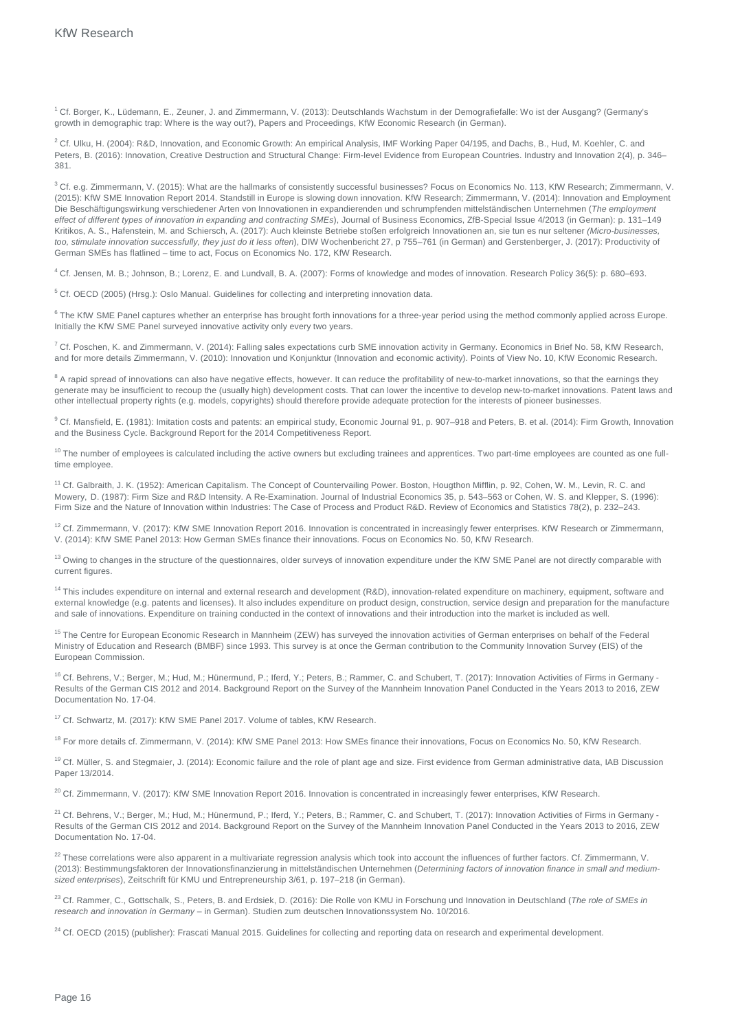[1] Cf. Borger, K., Lüdemann, E., Zeuner, J. and Zimmermann, V. (2013): Deutschlands Wachstum in der Demografiefalle: Wo ist der Ausgang? (Germany's growth in demographic trap: Where is the way out?), Papers and Proceedings, KfW Economic Research (in German).

[2] Cf. Ulku, H. (2004): R&D, Innovation, and Economic Growth: An empirical Analysis, IMF Working Paper 04/195, and Dachs, B., Hud, M. Koehler, C. and Peters, B. (2016): Innovation, Creative Destruction and Structural Change: Firm-level Evidence from European Countries. Industry and Innovation 2(4), p. 346–381.

[3] Cf. e.g. Zimmermann, V. (2015): What are the hallmarks of consistently successful businesses? Focus on Economics No. 113, KfW Research; Zimmermann, V. (2015): KfW SME Innovation Report 2014. Standstill in Europe is slowing down innovation. KfW Research; Zimmermann, V. (2014): Innovation and Employment Die Beschäftigungswirkung verschiedener Arten von Innovationen in expandierenden und schrumpfenden mittelständischen Unternehmen (*The employment effect of different types of innovation in expanding and contracting SMEs*), Journal of Business Economics, ZfB-Special Issue 4/2013 (in German): p. 131–149 Kritikos, A. S., Hafenstein, M. and Schiersch, A. (2017): Auch kleinste Betriebe stoßen erfolgreich Innovationen an, sie tun es nur seltener *(Micro-businesses, too, stimulate innovation successfully, they just do it less often*), DIW Wochenbericht 27, p 755–761 (in German) and Gerstenberger, J. (2017): Productivity of German SMEs has flatlined – time to act, Focus on Economics No. 172, KfW Research.

[4] Cf. Jensen, M. B.; Johnson, B.; Lorenz, E. and Lundvall, B. A. (2007): Forms of knowledge and modes of innovation. Research Policy 36(5): p. 680–693.

[5] Cf. OECD (2005) (Hrsg.): Oslo Manual. Guidelines for collecting and interpreting innovation data.

[6] The KfW SME Panel captures whether an enterprise has brought forth innovations for a three-year period using the method commonly applied across Europe. Initially the KfW SME Panel surveyed innovative activity only every two years.

[7] Cf. Poschen, K. and Zimmermann, V. (2014): Falling sales expectations curb SME innovation activity in Germany. Economics in Brief No. 58, KfW Research, and for more details Zimmermann, V. (2010): Innovation und Konjunktur (Innovation and economic activity). Points of View No. 10, KfW Economic Research.

[8] A rapid spread of innovations can also have negative effects, however. It can reduce the profitability of new-to-market innovations, so that the earnings they generate may be insufficient to recoup the (usually high) development costs. That can lower the incentive to develop new-to-market innovations. Patent laws and other intellectual property rights (e.g. models, copyrights) should therefore provide adequate protection for the interests of pioneer businesses.

[9] Cf. Mansfield, E. (1981): Imitation costs and patents: an empirical study, Economic Journal 91, p. 907–918 and Peters, B. et al. (2014): Firm Growth, Innovation and the Business Cycle. Background Report for the 2014 Competitiveness Report.

[10] The number of employees is calculated including the active owners but excluding trainees and apprentices. Two part-time employees are counted as one full-time employee.

[11] Cf. Galbraith, J. K. (1952): American Capitalism. The Concept of Countervailing Power. Boston, Hougthon Mifflin, p. 92, Cohen, W. M., Levin, R. C. and Mowery, D. (1987): Firm Size and R&D Intensity. A Re-Examination. Journal of Industrial Economics 35, p. 543–563 or Cohen, W. S. and Klepper, S. (1996): Firm Size and the Nature of Innovation within Industries: The Case of Process and Product R&D. Review of Economics and Statistics 78(2), p. 232–243.

[12] Cf. Zimmermann, V. (2017): KfW SME Innovation Report 2016. Innovation is concentrated in increasingly fewer enterprises. KfW Research or Zimmermann, V. (2014): KfW SME Panel 2013: How German SMEs finance their innovations. Focus on Economics No. 50, KfW Research.

[13] Owing to changes in the structure of the questionnaires, older surveys of innovation expenditure under the KfW SME Panel are not directly comparable with current figures.

[14] This includes expenditure on internal and external research and development (R&D), innovation-related expenditure on machinery, equipment, software and external knowledge (e.g. patents and licenses). It also includes expenditure on product design, construction, service design and preparation for the manufacture and sale of innovations. Expenditure on training conducted in the context of innovations and their introduction into the market is included as well.

[15] The Centre for European Economic Research in Mannheim (ZEW) has surveyed the innovation activities of German enterprises on behalf of the Federal Ministry of Education and Research (BMBF) since 1993. This survey is at once the German contribution to the Community Innovation Survey (EIS) of the European Commission.

[16] Cf. Behrens, V.; Berger, M.; Hud, M.; Hünermund, P.; Iferd, Y.; Peters, B.; Rammer, C. and Schubert, T. (2017): Innovation Activities of Firms in Germany - Results of the German CIS 2012 and 2014. Background Report on the Survey of the Mannheim Innovation Panel Conducted in the Years 2013 to 2016, ZEW Documentation No. 17-04.

[17] Cf. Schwartz, M. (2017): KfW SME Panel 2017. Volume of tables, KfW Research.

[18] For more details cf. Zimmermann, V. (2014): KfW SME Panel 2013: How SMEs finance their innovations, Focus on Economics No. 50, KfW Research.

[19] Cf. Müller, S. and Stegmaier, J. (2014): Economic failure and the role of plant age and size. First evidence from German administrative data, IAB Discussion Paper 13/2014.

[20] Cf. Zimmermann, V. (2017): KfW SME Innovation Report 2016. Innovation is concentrated in increasingly fewer enterprises, KfW Research.

[21] Cf. Behrens, V.; Berger, M.; Hud, M.; Hünermund, P.; Iferd, Y.; Peters, B.; Rammer, C. and Schubert, T. (2017): Innovation Activities of Firms in Germany - Results of the German CIS 2012 and 2014. Background Report on the Survey of the Mannheim Innovation Panel Conducted in the Years 2013 to 2016, ZEW Documentation No. 17-04.

[22] These correlations were also apparent in a multivariate regression analysis which took into account the influences of further factors. Cf. Zimmermann, V. (2013): Bestimmungsfaktoren der Innovationsfinanzierung in mittelständischen Unternehmen (*Determining factors of innovation finance in small and medium-sized enterprises*), Zeitschrift für KMU und Entrepreneurship 3/61, p. 197–218 (in German).

[23] Cf. Rammer, C., Gottschalk, S., Peters, B. and Erdsiek, D. (2016): Die Rolle von KMU in Forschung und Innovation in Deutschland (*The role of SMEs in research and innovation in Germany* – in German). Studien zum deutschen Innovationssystem No. 10/2016.

[24] Cf. OECD (2015) (publisher): Frascati Manual 2015. Guidelines for collecting and reporting data on research and experimental development.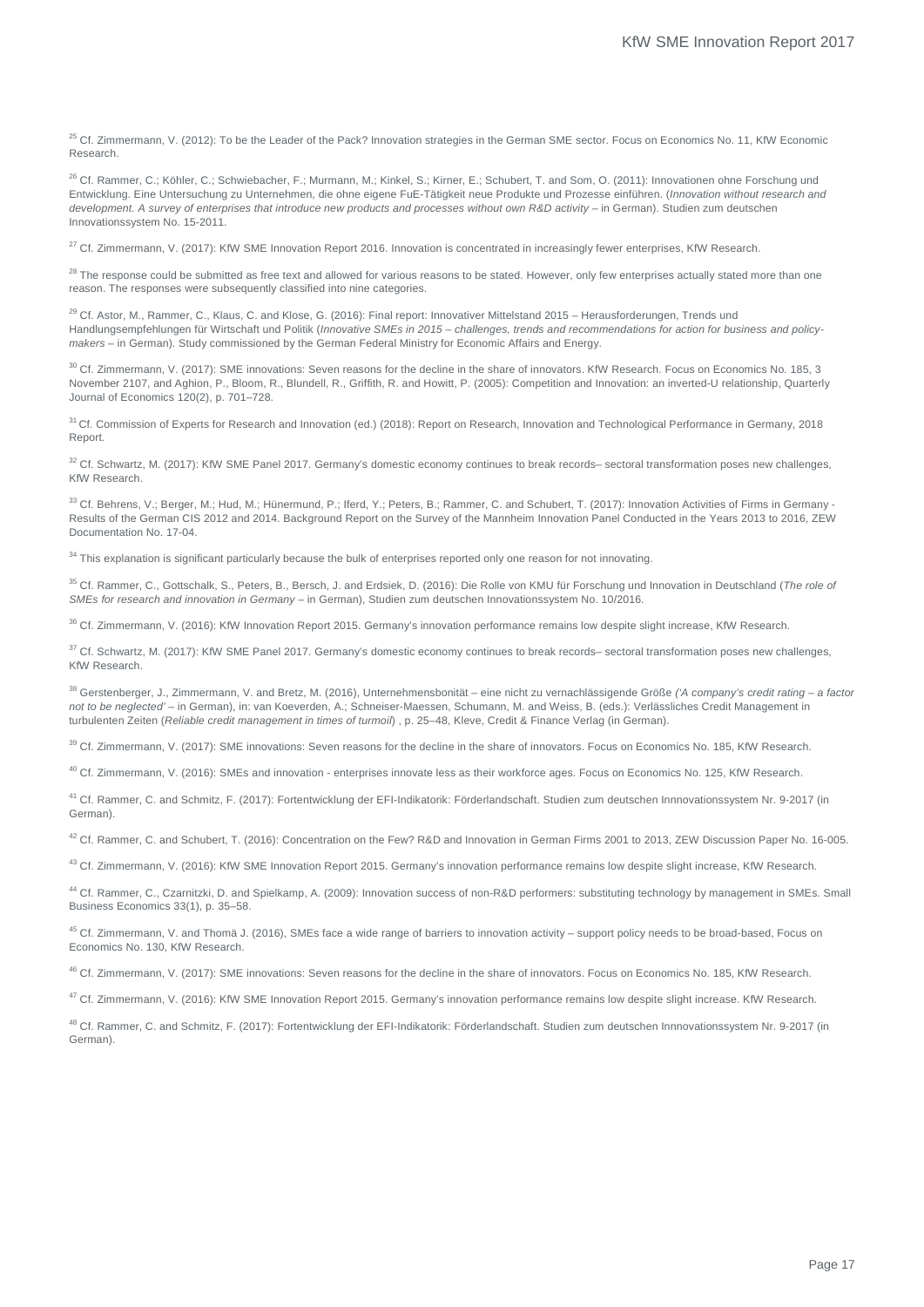[25] Cf. Zimmermann, V. (2012): To be the Leader of the Pack? Innovation strategies in the German SME sector. Focus on Economics No. 11, KfW Economic Research.

[26] Cf. Rammer, C.; Köhler, C.; Schwiebacher, F.; Murmann, M.; Kinkel, S.; Kirner, E.; Schubert, T. and Som, O. (2011): Innovationen ohne Forschung und Entwicklung. Eine Untersuchung zu Unternehmen, die ohne eigene FuE-Tätigkeit neue Produkte und Prozesse einführen. (*Innovation without research and development. A survey of enterprises that introduce new products and processes without own R&D activity* – in German). Studien zum deutschen Innovationssystem No. 15-2011.

[27] Cf. Zimmermann, V. (2017): KfW SME Innovation Report 2016. Innovation is concentrated in increasingly fewer enterprises, KfW Research.

[28] The response could be submitted as free text and allowed for various reasons to be stated. However, only few enterprises actually stated more than one reason. The responses were subsequently classified into nine categories.

[29] Cf. Astor, M., Rammer, C., Klaus, C. and Klose, G. (2016): Final report: Innovativer Mittelstand 2015 – Herausforderungen, Trends und Handlungsempfehlungen für Wirtschaft und Politik (*Innovative SMEs in 2015 – challenges, trends and recommendations for action for business and policy-makers* – in German). Study commissioned by the German Federal Ministry for Economic Affairs and Energy.

[30] Cf. Zimmermann, V. (2017): SME innovations: Seven reasons for the decline in the share of innovators. KfW Research. Focus on Economics No. 185, 3 November 2107, and Aghion, P., Bloom, R., Blundell, R., Griffith, R. and Howitt, P. (2005): Competition and Innovation: an inverted-U relationship, Quarterly Journal of Economics 120(2), p. 701–728.

[31] Cf. Commission of Experts for Research and Innovation (ed.) (2018): Report on Research, Innovation and Technological Performance in Germany, 2018 Report.

[32] Cf. Schwartz, M. (2017): KfW SME Panel 2017. Germany's domestic economy continues to break records– sectoral transformation poses new challenges, KfW Research.

[33] Cf. Behrens, V.; Berger, M.; Hud, M.; Hünermund, P.; Iferd, Y.; Peters, B.; Rammer, C. and Schubert, T. (2017): Innovation Activities of Firms in Germany - Results of the German CIS 2012 and 2014. Background Report on the Survey of the Mannheim Innovation Panel Conducted in the Years 2013 to 2016, ZEW Documentation No. 17-04.

[34] This explanation is significant particularly because the bulk of enterprises reported only one reason for not innovating.

[35] Cf. Rammer, C., Gottschalk, S., Peters, B., Bersch, J. and Erdsiek, D. (2016): Die Rolle von KMU für Forschung und Innovation in Deutschland (*The role of SMEs for research and innovation in Germany* – in German), Studien zum deutschen Innovationssystem No. 10/2016.

[36] Cf. Zimmermann, V. (2016): KfW Innovation Report 2015. Germany's innovation performance remains low despite slight increase, KfW Research.

[37] Cf. Schwartz, M. (2017): KfW SME Panel 2017. Germany's domestic economy continues to break records– sectoral transformation poses new challenges, KfW Research.

[38] Gerstenberger, J., Zimmermann, V. and Bretz, M. (2016), Unternehmensbonität – eine nicht zu vernachlässigende Größe *('A company's credit rating – a factor not to be neglected'* – in German), in: van Koeverden, A.; Schneiser-Maessen, Schumann, M. and Weiss, B. (eds.): Verlässliches Credit Management in turbulenten Zeiten (*Reliable credit management in times of turmoil*) , p. 25–48, Kleve, Credit & Finance Verlag (in German).

[39] Cf. Zimmermann, V. (2017): SME innovations: Seven reasons for the decline in the share of innovators. Focus on Economics No. 185, KfW Research.

[40] Cf. Zimmermann, V. (2016): SMEs and innovation - enterprises innovate less as their workforce ages. Focus on Economics No. 125, KfW Research.

[41] Cf. Rammer, C. and Schmitz, F. (2017): Fortentwicklung der EFI-Indikatorik: Förderlandschaft. Studien zum deutschen Innnovationssystem Nr. 9-2017 (in German).

[42] Cf. Rammer, C. and Schubert, T. (2016): Concentration on the Few? R&D and Innovation in German Firms 2001 to 2013, ZEW Discussion Paper No. 16-005.

[43] Cf. Zimmermann, V. (2016): KfW SME Innovation Report 2015. Germany's innovation performance remains low despite slight increase, KfW Research.

[44] Cf. Rammer, C., Czarnitzki, D. and Spielkamp, A. (2009): Innovation success of non-R&D performers: substituting technology by management in SMEs. Small Business Economics 33(1), p. 35–58.

[45] Cf. Zimmermann, V. and Thomä J. (2016), SMEs face a wide range of barriers to innovation activity – support policy needs to be broad-based, Focus on Economics No. 130, KfW Research.

[46] Cf. Zimmermann, V. (2017): SME innovations: Seven reasons for the decline in the share of innovators. Focus on Economics No. 185, KfW Research.

[47] Cf. Zimmermann, V. (2016): KfW SME Innovation Report 2015. Germany's innovation performance remains low despite slight increase. KfW Research.

[48] Cf. Rammer, C. and Schmitz, F. (2017): Fortentwicklung der EFI-Indikatorik: Förderlandschaft. Studien zum deutschen Innnovationssystem Nr. 9-2017 (in German).